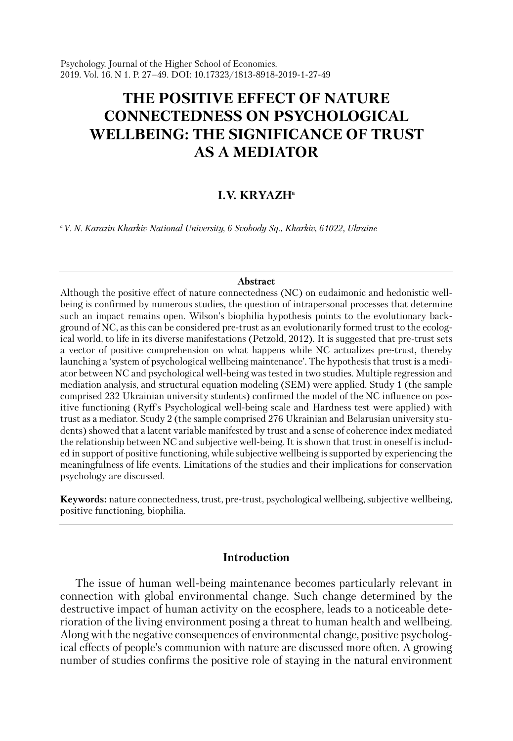# THE POSITIVE EFFECT OF NATURE CONNECTEDNESS ON PSYCHOLOGICAL WELLBEING: THE SIGNIFICANCE OF TRUST AS A MEDIATOR

**I.V. KRYAZH**[a]

[a] *V. N. Karazin Kharkiv National University, 6 Svobody Sq., Kharkiv, 61022, Ukraine*

---

**Abstract**

Although the positive effect of nature connectedness (NC) on eudaimonic and hedonistic well-being is confirmed by numerous studies, the question of intrapersonal processes that determine such an impact remains open. Wilson's biophilia hypothesis points to the evolutionary background of NC, as this can be considered pre-trust as an evolutionarily formed trust to the ecological world, to life in its diverse manifestations (Petzold, 2012). It is suggested that pre-trust sets a vector of positive comprehension on what happens while NC actualizes pre-trust, thereby launching a 'system of psychological wellbeing maintenance'. The hypothesis that trust is a mediator between NC and psychological well-being was tested in two studies. Multiple regression and mediation analysis, and structural equation modeling (SEM) were applied. Study 1 (the sample comprised 232 Ukrainian university students) confirmed the model of the NC influence on positive functioning (Ryff's Psychological well-being scale and Hardness test were applied) with trust as a mediator. Study 2 (the sample comprised 276 Ukrainian and Belarusian university students) showed that a latent variable manifested by trust and a sense of coherence index mediated the relationship between NC and subjective well-being. It is shown that trust in oneself is included in support of positive functioning, while subjective wellbeing is supported by experiencing the meaningfulness of life events. Limitations of the studies and their implications for conservation psychology are discussed.

**Keywords:** nature connectedness, trust, pre-trust, psychological wellbeing, subjective wellbeing, positive functioning, biophilia.

---

## Introduction

The issue of human well-being maintenance becomes particularly relevant in connection with global environmental change. Such change determined by the destructive impact of human activity on the ecosphere, leads to a noticeable deterioration of the living environment posing a threat to human health and wellbeing. Along with the negative consequences of environmental change, positive psychological effects of people's communion with nature are discussed more often. A growing number of studies confirms the positive role of staying in the natural environment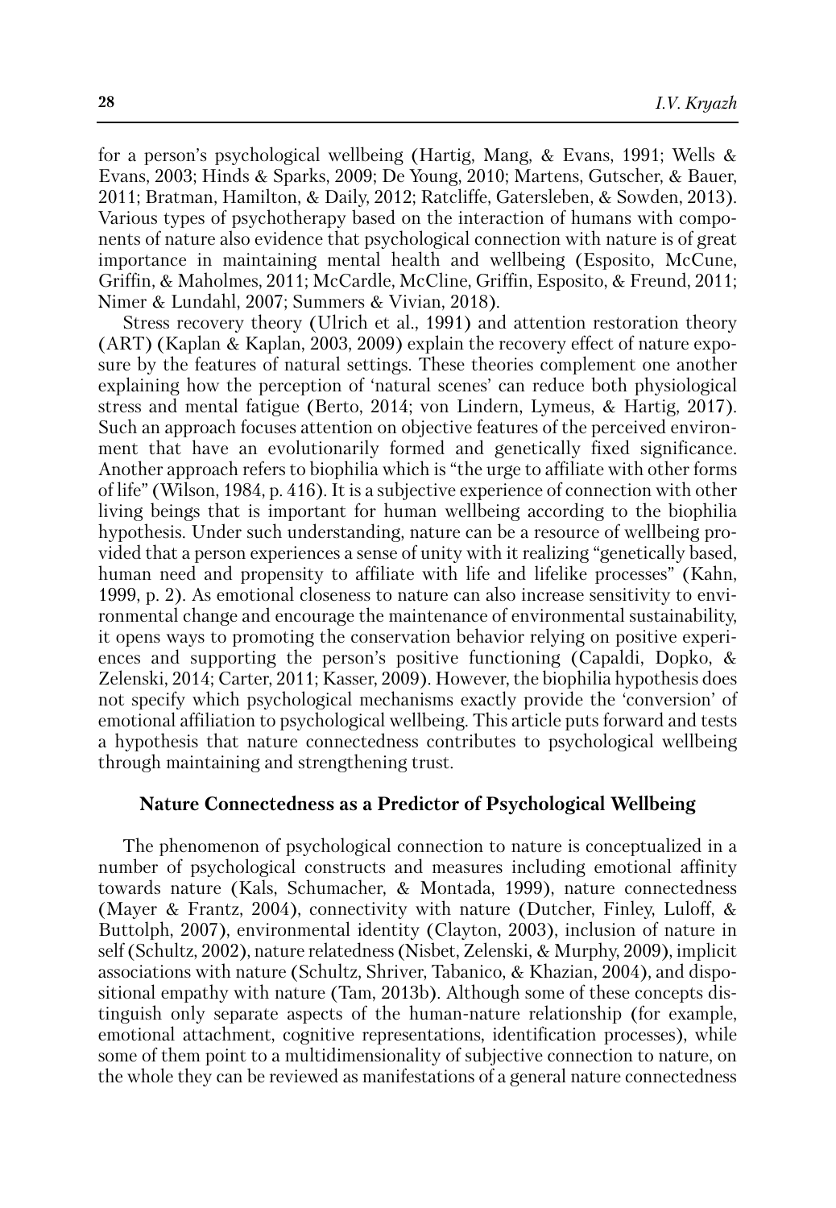for a person's psychological wellbeing (Hartig, Mang, & Evans, 1991; Wells & Evans, 2003; Hinds & Sparks, 2009; De Young, 2010; Martens, Gutscher, & Bauer, 2011; Bratman, Hamilton, & Daily, 2012; Ratcliffe, Gatersleben, & Sowden, 2013). Various types of psychotherapy based on the interaction of humans with components of nature also evidence that psychological connection with nature is of great importance in maintaining mental health and wellbeing (Esposito, McCune, Griffin, & Maholmes, 2011; McCardle, McCline, Griffin, Esposito, & Freund, 2011; Nimer & Lundahl, 2007; Summers & Vivian, 2018).

Stress recovery theory (Ulrich et al., 1991) and attention restoration theory (ART) (Kaplan & Kaplan, 2003, 2009) explain the recovery effect of nature exposure by the features of natural settings. These theories complement one another explaining how the perception of 'natural scenes' can reduce both physiological stress and mental fatigue (Berto, 2014; von Lindern, Lymeus, & Hartig, 2017). Such an approach focuses attention on objective features of the perceived environment that have an evolutionarily formed and genetically fixed significance. Another approach refers to biophilia which is "the urge to affiliate with other forms of life" (Wilson, 1984, p. 416). It is a subjective experience of connection with other living beings that is important for human wellbeing according to the biophilia hypothesis. Under such understanding, nature can be a resource of wellbeing provided that a person experiences a sense of unity with it realizing "genetically based, human need and propensity to affiliate with life and lifelike processes" (Kahn, 1999, p. 2). As emotional closeness to nature can also increase sensitivity to environmental change and encourage the maintenance of environmental sustainability, it opens ways to promoting the conservation behavior relying on positive experiences and supporting the person's positive functioning (Capaldi, Dopko, & Zelenski, 2014; Carter, 2011; Kasser, 2009). However, the biophilia hypothesis does not specify which psychological mechanisms exactly provide the 'conversion' of emotional affiliation to psychological wellbeing. This article puts forward and tests a hypothesis that nature connectedness contributes to psychological wellbeing through maintaining and strengthening trust.

## Nature Connectedness as a Predictor of Psychological Wellbeing

The phenomenon of psychological connection to nature is conceptualized in a number of psychological constructs and measures including emotional affinity towards nature (Kals, Schumacher, & Montada, 1999), nature connectedness (Mayer & Frantz, 2004), connectivity with nature (Dutcher, Finley, Luloff, & Buttolph, 2007), environmental identity (Clayton, 2003), inclusion of nature in self (Schultz, 2002), nature relatedness (Nisbet, Zelenski, & Murphy, 2009), implicit associations with nature (Schultz, Shriver, Tabanico, & Khazian, 2004), and dispositional empathy with nature (Tam, 2013b). Although some of these concepts distinguish only separate aspects of the human-nature relationship (for example, emotional attachment, cognitive representations, identification processes), while some of them point to a multidimensionality of subjective connection to nature, on the whole they can be reviewed as manifestations of a general nature connectedness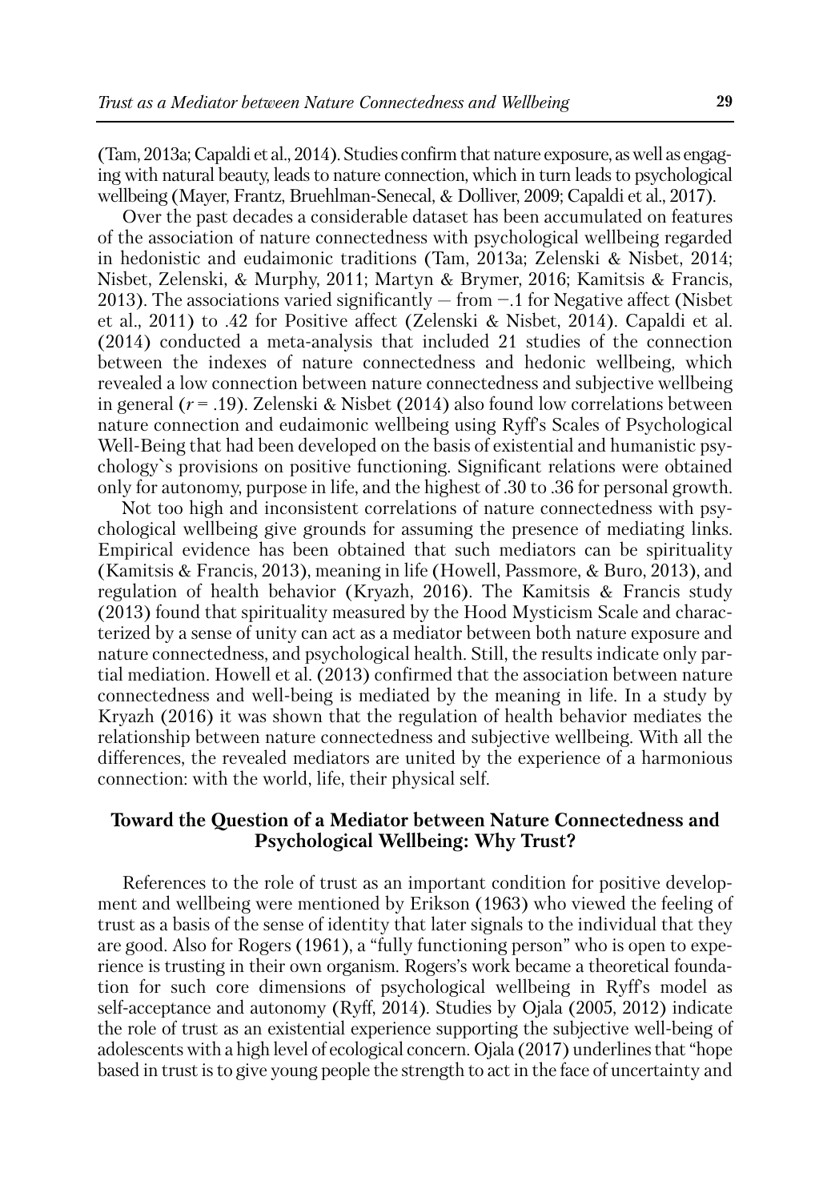(Tam, 2013a; Capaldi et al., 2014). Studies confirm that nature exposure, as well as engaging with natural beauty, leads to nature connection, which in turn leads to psychological wellbeing (Mayer, Frantz, Bruehlman-Senecal, & Dolliver, 2009; Capaldi et al., 2017).

Over the past decades a considerable dataset has been accumulated on features of the association of nature connectedness with psychological wellbeing regarded in hedonistic and eudaimonic traditions (Tam, 2013a; Zelenski & Nisbet, 2014; Nisbet, Zelenski, & Murphy, 2011; Martyn & Brymer, 2016; Kamitsis & Francis, 2013). The associations varied significantly — from −.1 for Negative affect (Nisbet et al., 2011) to .42 for Positive affect (Zelenski & Nisbet, 2014). Capaldi et al. (2014) conducted a meta-analysis that included 21 studies of the connection between the indexes of nature connectedness and hedonic wellbeing, which revealed a low connection between nature connectedness and subjective wellbeing in general ($r = .19$). Zelenski & Nisbet (2014) also found low correlations between nature connection and eudaimonic wellbeing using Ryff's Scales of Psychological Well-Being that had been developed on the basis of existential and humanistic psychology`s provisions on positive functioning. Significant relations were obtained only for autonomy, purpose in life, and the highest of .30 to .36 for personal growth.

Not too high and inconsistent correlations of nature connectedness with psychological wellbeing give grounds for assuming the presence of mediating links. Empirical evidence has been obtained that such mediators can be spirituality (Kamitsis & Francis, 2013), meaning in life (Howell, Passmore, & Buro, 2013), and regulation of health behavior (Kryazh, 2016). The Kamitsis & Francis study (2013) found that spirituality measured by the Hood Mysticism Scale and characterized by a sense of unity can act as a mediator between both nature exposure and nature connectedness, and psychological health. Still, the results indicate only partial mediation. Howell et al. (2013) confirmed that the association between nature connectedness and well-being is mediated by the meaning in life. In a study by Kryazh (2016) it was shown that the regulation of health behavior mediates the relationship between nature connectedness and subjective wellbeing. With all the differences, the revealed mediators are united by the experience of a harmonious connection: with the world, life, their physical self.

## Toward the Question of a Mediator between Nature Connectedness and Psychological Wellbeing: Why Trust?

References to the role of trust as an important condition for positive development and wellbeing were mentioned by Erikson (1963) who viewed the feeling of trust as a basis of the sense of identity that later signals to the individual that they are good. Also for Rogers (1961), a "fully functioning person" who is open to experience is trusting in their own organism. Rogers's work became a theoretical foundation for such core dimensions of psychological wellbeing in Ryff's model as self-acceptance and autonomy (Ryff, 2014). Studies by Ojala (2005, 2012) indicate the role of trust as an existential experience supporting the subjective well-being of adolescents with a high level of ecological concern. Ojala (2017) underlines that "hope based in trust is to give young people the strength to act in the face of uncertainty and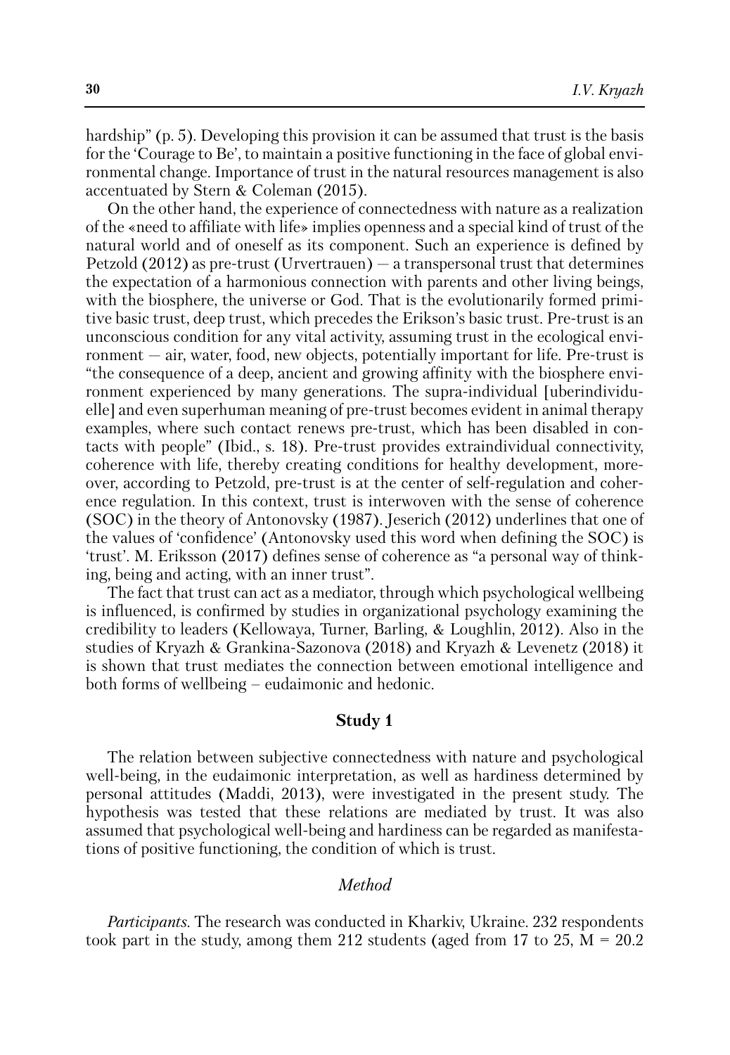hardship" (p. 5). Developing this provision it can be assumed that trust is the basis for the 'Courage to Be', to maintain a positive functioning in the face of global environmental change. Importance of trust in the natural resources management is also accentuated by Stern & Coleman (2015).

On the other hand, the experience of connectedness with nature as a realization of the «need to affiliate with life» implies openness and a special kind of trust of the natural world and of oneself as its component. Such an experience is defined by Petzold (2012) as pre-trust (Urvertrauen) — a transpersonal trust that determines the expectation of a harmonious connection with parents and other living beings, with the biosphere, the universe or God. That is the evolutionarily formed primitive basic trust, deep trust, which precedes the Erikson's basic trust. Pre-trust is an unconscious condition for any vital activity, assuming trust in the ecological environment — air, water, food, new objects, potentially important for life. Pre-trust is "the consequence of a deep, ancient and growing affinity with the biosphere environment experienced by many generations. The supra-individual [uberindividuelle] and even superhuman meaning of pre-trust becomes evident in animal therapy examples, where such contact renews pre-trust, which has been disabled in contacts with people" (Ibid., s. 18). Pre-trust provides extraindividual connectivity, coherence with life, thereby creating conditions for healthy development, moreover, according to Petzold, pre-trust is at the center of self-regulation and coherence regulation. In this context, trust is interwoven with the sense of coherence (SOC) in the theory of Antonovsky (1987). Jeserich (2012) underlines that one of the values of 'confidence' (Antonovsky used this word when defining the SOC) is 'trust'. M. Eriksson (2017) defines sense of coherence as "a personal way of thinking, being and acting, with an inner trust".

The fact that trust can act as a mediator, through which psychological wellbeing is influenced, is confirmed by studies in organizational psychology examining the credibility to leaders (Kellowaya, Turner, Barling, & Loughlin, 2012). Also in the studies of Kryazh & Grankina-Sazonova (2018) and Kryazh & Levenetz (2018) it is shown that trust mediates the connection between emotional intelligence and both forms of wellbeing – eudaimonic and hedonic.

## Study 1

The relation between subjective connectedness with nature and psychological well-being, in the eudaimonic interpretation, as well as hardiness determined by personal attitudes (Maddi, 2013), were investigated in the present study. The hypothesis was tested that these relations are mediated by trust. It was also assumed that psychological well-being and hardiness can be regarded as manifestations of positive functioning, the condition of which is trust.

### *Method*

*Participants*. The research was conducted in Kharkiv, Ukraine. 232 respondents took part in the study, among them 212 students (aged from 17 to 25, M = 20.2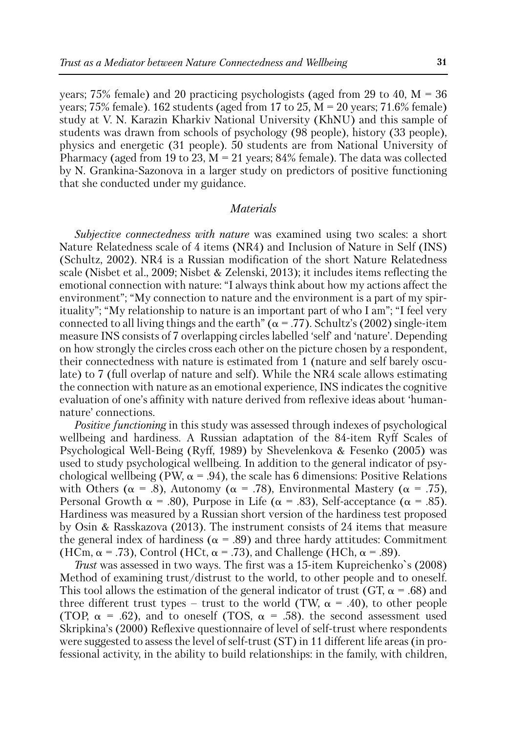years; 75% female) and 20 practicing psychologists (aged from 29 to 40, M = 36 years; 75% female). 162 students (aged from 17 to 25, M = 20 years; 71.6% female) study at V. N. Karazin Kharkiv National University (KhNU) and this sample of students was drawn from schools of psychology (98 people), history (33 people), physics and energetic (31 people). 50 students are from National University of Pharmacy (aged from 19 to 23, M = 21 years; 84% female). The data was collected by N. Grankina-Sazonova in a larger study on predictors of positive functioning that she conducted under my guidance.

### *Materials*

*Subjective connectedness with nature* was examined using two scales: a short Nature Relatedness scale of 4 items (NR4) and Inclusion of Nature in Self (INS) (Schultz, 2002). NR4 is a Russian modification of the short Nature Relatedness scale (Nisbet et al., 2009; Nisbet & Zelenski, 2013); it includes items reflecting the emotional connection with nature: "I always think about how my actions affect the environment"; "My connection to nature and the environment is a part of my spirituality"; "My relationship to nature is an important part of who I am"; "I feel very connected to all living things and the earth" ($\alpha$ = .77). Schultz's (2002) single-item measure INS consists of 7 overlapping circles labelled 'self' and 'nature'. Depending on how strongly the circles cross each other on the picture chosen by a respondent, their connectedness with nature is estimated from 1 (nature and self barely osculate) to 7 (full overlap of nature and self). While the NR4 scale allows estimating the connection with nature as an emotional experience, INS indicates the cognitive evaluation of one's affinity with nature derived from reflexive ideas about 'human-nature' connections.

*Positive functioning* in this study was assessed through indexes of psychological wellbeing and hardiness. A Russian adaptation of the 84-item Ryff Scales of Psychological Well-Being (Ryff, 1989) by Shevelenkova & Fesenko (2005) was used to study psychological wellbeing. In addition to the general indicator of psychological wellbeing (PW, $\alpha$ = .94), the scale has 6 dimensions: Positive Relations with Others ($\alpha$ = .8), Autonomy ($\alpha$ = .78), Environmental Mastery ($\alpha$ = .75), Personal Growth $\alpha$ = .80), Purpose in Life ($\alpha$ = .83), Self-acceptance ($\alpha$ = .85). Hardiness was measured by a Russian short version of the hardiness test proposed by Osin & Rasskazova (2013). The instrument consists of 24 items that measure the general index of hardiness ($\alpha$ = .89) and three hardy attitudes: Commitment (HCm, $\alpha$ = .73), Control (HCt, $\alpha$ = .73), and Challenge (HCh, $\alpha$ = .89).

*Trust* was assessed in two ways. The first was a 15-item Kupreichenko`s (2008) Method of examining trust/distrust to the world, to other people and to oneself. This tool allows the estimation of the general indicator of trust (GT, $\alpha$ = .68) and three different trust types – trust to the world (TW, $\alpha$ = .40), to other people (TOP, $\alpha$ = .62), and to oneself (TOS, $\alpha$ = .58). the second assessment used Skripkina's (2000) Reflexive questionnaire of level of self-trust where respondents were suggested to assess the level of self-trust (ST) in 11 different life areas (in professional activity, in the ability to build relationships: in the family, with children,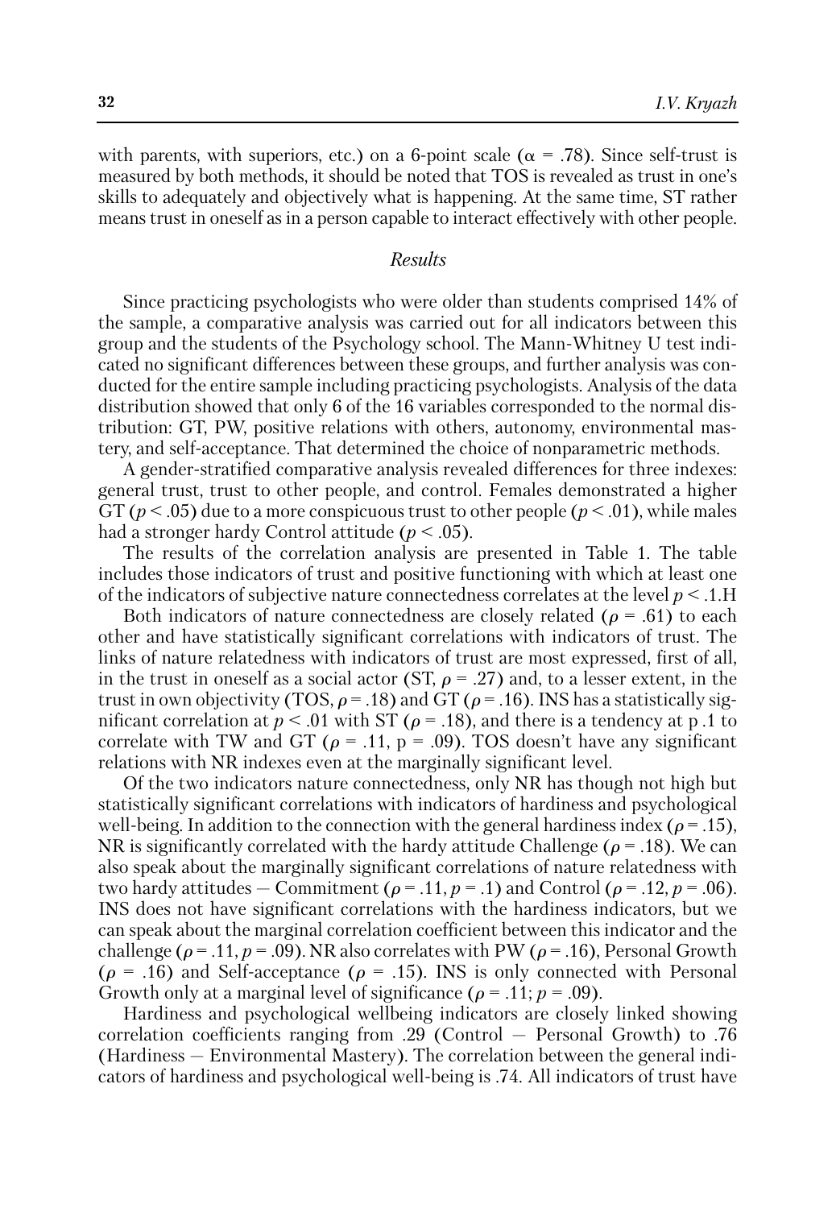with parents, with superiors, etc.) on a 6-point scale ($\alpha$ = .78). Since self-trust is measured by both methods, it should be noted that TOS is revealed as trust in one's skills to adequately and objectively what is happening. At the same time, ST rather means trust in oneself as in a person capable to interact effectively with other people.

## *Results*

Since practicing psychologists who were older than students comprised 14% of the sample, a comparative analysis was carried out for all indicators between this group and the students of the Psychology school. The Mann-Whitney U test indicated no significant differences between these groups, and further analysis was conducted for the entire sample including practicing psychologists. Analysis of the data distribution showed that only 6 of the 16 variables corresponded to the normal distribution: GT, PW, positive relations with others, autonomy, environmental mastery, and self-acceptance. That determined the choice of nonparametric methods.

A gender-stratified comparative analysis revealed differences for three indexes: general trust, trust to other people, and control. Females demonstrated a higher GT ($p$ < .05) due to a more conspicuous trust to other people ($p$ < .01), while males had a stronger hardy Control attitude ($p$ < .05).

The results of the correlation analysis are presented in Table 1. The table includes those indicators of trust and positive functioning with which at least one of the indicators of subjective nature connectedness correlates at the level $p$ < .1.H

Both indicators of nature connectedness are closely related ($\rho$ = .61) to each other and have statistically significant correlations with indicators of trust. The links of nature relatedness with indicators of trust are most expressed, first of all, in the trust in oneself as a social actor (ST, $\rho$ = .27) and, to a lesser extent, in the trust in own objectivity (TOS, $\rho$ = .18) and GT ($\rho$ = .16). INS has a statistically significant correlation at $p$ < .01 with ST ($\rho$ = .18), and there is a tendency at p .1 to correlate with TW and GT ($\rho$ = .11, p = .09). TOS doesn't have any significant relations with NR indexes even at the marginally significant level.

Of the two indicators nature connectedness, only NR has though not high but statistically significant correlations with indicators of hardiness and psychological well-being. In addition to the connection with the general hardiness index ($\rho$ = .15), NR is significantly correlated with the hardy attitude Challenge ($\rho$ = .18). We can also speak about the marginally significant correlations of nature relatedness with two hardy attitudes — Commitment ($\rho$ = .11, $p$ = .1) and Control ($\rho$ = .12, $p$ = .06). INS does not have significant correlations with the hardiness indicators, but we can speak about the marginal correlation coefficient between this indicator and the challenge ($\rho$ = .11, $p$ = .09). NR also correlates with PW ($\rho$ = .16), Personal Growth ($\rho$ = .16) and Self-acceptance ($\rho$ = .15). INS is only connected with Personal Growth only at a marginal level of significance ($\rho$ = .11; $p$ = .09).

Hardiness and psychological wellbeing indicators are closely linked showing correlation coefficients ranging from .29 (Control — Personal Growth) to .76 (Hardiness — Environmental Mastery). The correlation between the general indicators of hardiness and psychological well-being is .74. All indicators of trust have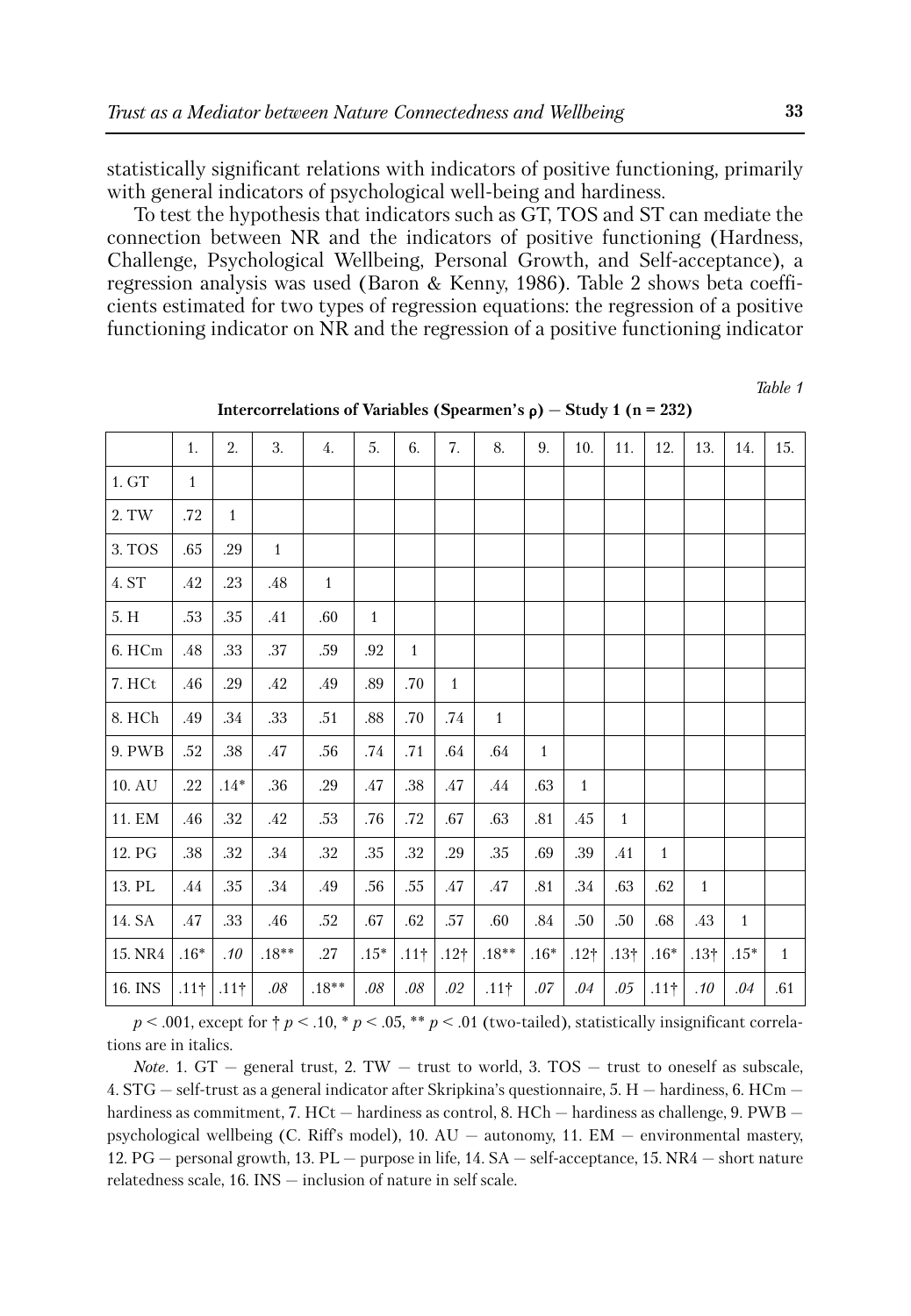statistically significant relations with indicators of positive functioning, primarily with general indicators of psychological well-being and hardiness.

To test the hypothesis that indicators such as GT, TOS and ST can mediate the connection between NR and the indicators of positive functioning (Hardness, Challenge, Psychological Wellbeing, Personal Growth, and Self-acceptance), a regression analysis was used (Baron & Kenny, 1986). Table 2 shows beta coefficients estimated for two types of regression equations: the regression of a positive functioning indicator on NR and the regression of a positive functioning indicator

*Table 1*

**Intercorrelations of Variables (Spearmen's ρ) — Study 1 (n = 232)**

| | 1. | 2. | 3. | 4. | 5. | 6. | 7. | 8. | 9. | 10. | 11. | 12. | 13. | 14. | 15. |
|---|---|---|---|---|---|---|---|---|---|---|---|---|---|---|---|
| 1. GT | 1 | | | | | | | | | | | | | | |
| 2. TW | .72 | 1 | | | | | | | | | | | | | |
| 3. TOS | .65 | .29 | 1 | | | | | | | | | | | | |
| 4. ST | .42 | .23 | .48 | 1 | | | | | | | | | | | |
| 5. H | .53 | .35 | .41 | .60 | 1 | | | | | | | | | | |
| 6. HCm | .48 | .33 | .37 | .59 | .92 | 1 | | | | | | | | | |
| 7. HCt | .46 | .29 | .42 | .49 | .89 | .70 | 1 | | | | | | | | |
| 8. HCh | .49 | .34 | .33 | .51 | .88 | .70 | .74 | 1 | | | | | | | |
| 9. PWB | .52 | .38 | .47 | .56 | .74 | .71 | .64 | .64 | 1 | | | | | | |
| 10. AU | .22 | .14* | .36 | .29 | .47 | .38 | .47 | .44 | .63 | 1 | | | | | |
| 11. EM | .46 | .32 | .42 | .53 | .76 | .72 | .67 | .63 | .81 | .45 | 1 | | | | |
| 12. PG | .38 | .32 | .34 | .32 | .35 | .32 | .29 | .35 | .69 | .39 | .41 | 1 | | | |
| 13. PL | .44 | .35 | .34 | .49 | .56 | .55 | .47 | .47 | .81 | .34 | .63 | .62 | 1 | | |
| 14. SA | .47 | .33 | .46 | .52 | .67 | .62 | .57 | .60 | .84 | .50 | .50 | .68 | .43 | 1 | |
| 15. NR4 | .16* | *.10* | .18** | .27 | .15* | .11† | .12† | .18** | .16* | .12† | .13† | .16* | .13† | .15* | 1 |
| 16. INS | .11† | .11† | *.08* | .18** | *.08* | *.08* | *.02* | .11† | *.07* | *.04* | *.05* | .11† | *.10* | *.04* | .61 |

$p < .001$, except for † $p < .10$, * $p < .05$, ** $p < .01$ (two-tailed), statistically insignificant correlations are in italics.

*Note*. 1. GT — general trust, 2. TW — trust to world, 3. TOS — trust to oneself as subscale, 4. STG — self-trust as a general indicator after Skripkina's questionnaire, 5. H — hardiness, 6. HCm — hardiness as commitment, 7. HCt — hardiness as control, 8. HCh — hardiness as challenge, 9. PWB — psychological wellbeing (C. Riff's model), 10. AU — autonomy, 11. EM — environmental mastery, 12. PG — personal growth, 13. PL — purpose in life, 14. SA — self-acceptance, 15. NR4 — short nature relatedness scale, 16. INS — inclusion of nature in self scale.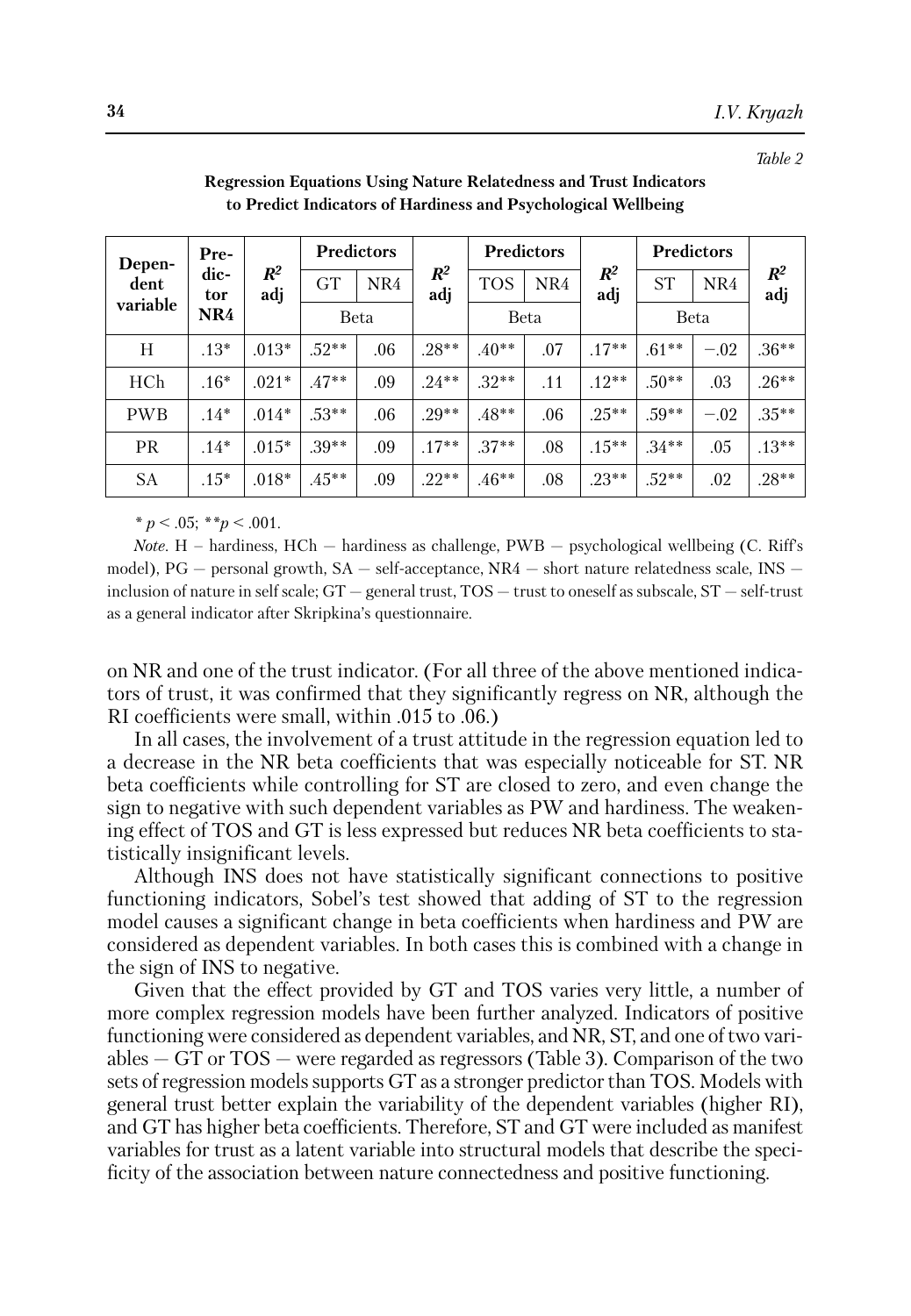*Table 2*

**Regression Equations Using Nature Relatedness and Trust Indicators to Predict Indicators of Hardiness and Psychological Wellbeing**

| Dependent variable | Predictor NR4 | $R^2$ adj | Predictors | | $R^2$ adj | Predictors | | $R^2$ adj | Predictors | | $R^2$ adj |
|---|---|---|---|---|---|---|---|---|---|---|---|
| | | | GT | NR4 | | TOS | NR4 | | ST | NR4 | |
| | | | Beta | | | Beta | | | Beta | | |
| H | .13* | .013* | .52** | .06 | .28** | .40** | .07 | .17** | .61** | −.02 | .36** |
| HCh | .16* | .021* | .47** | .09 | .24** | .32** | .11 | .12** | .50** | .03 | .26** |
| PWB | .14* | .014* | .53** | .06 | .29** | .48** | .06 | .25** | .59** | −.02 | .35** |
| PR | .14* | .015* | .39** | .09 | .17** | .37** | .08 | .15** | .34** | .05 | .13** |
| SA | .15* | .018* | .45** | .09 | .22** | .46** | .08 | .23** | .52** | .02 | .28** |

\* $p < .05$; ** $p < .001$.

*Note*. H – hardiness, HCh — hardiness as challenge, PWB — psychological wellbeing (C. Riff's model), PG — personal growth, SA — self-acceptance, NR4 — short nature relatedness scale, INS — inclusion of nature in self scale; GT — general trust, TOS — trust to oneself as subscale, ST — self-trust as a general indicator after Skripkina's questionnaire.

on NR and one of the trust indicator. (For all three of the above mentioned indicators of trust, it was confirmed that they significantly regress on NR, although the RI coefficients were small, within .015 to .06.)

In all cases, the involvement of a trust attitude in the regression equation led to a decrease in the NR beta coefficients that was especially noticeable for ST. NR beta coefficients while controlling for ST are closed to zero, and even change the sign to negative with such dependent variables as PW and hardiness. The weakening effect of TOS and GT is less expressed but reduces NR beta coefficients to statistically insignificant levels.

Although INS does not have statistically significant connections to positive functioning indicators, Sobel's test showed that adding of ST to the regression model causes a significant change in beta coefficients when hardiness and PW are considered as dependent variables. In both cases this is combined with a change in the sign of INS to negative.

Given that the effect provided by GT and TOS varies very little, a number of more complex regression models have been further analyzed. Indicators of positive functioning were considered as dependent variables, and NR, ST, and one of two variables — GT or TOS — were regarded as regressors (Table 3). Comparison of the two sets of regression models supports GT as a stronger predictor than TOS. Models with general trust better explain the variability of the dependent variables (higher RI), and GT has higher beta coefficients. Therefore, ST and GT were included as manifest variables for trust as a latent variable into structural models that describe the specificity of the association between nature connectedness and positive functioning.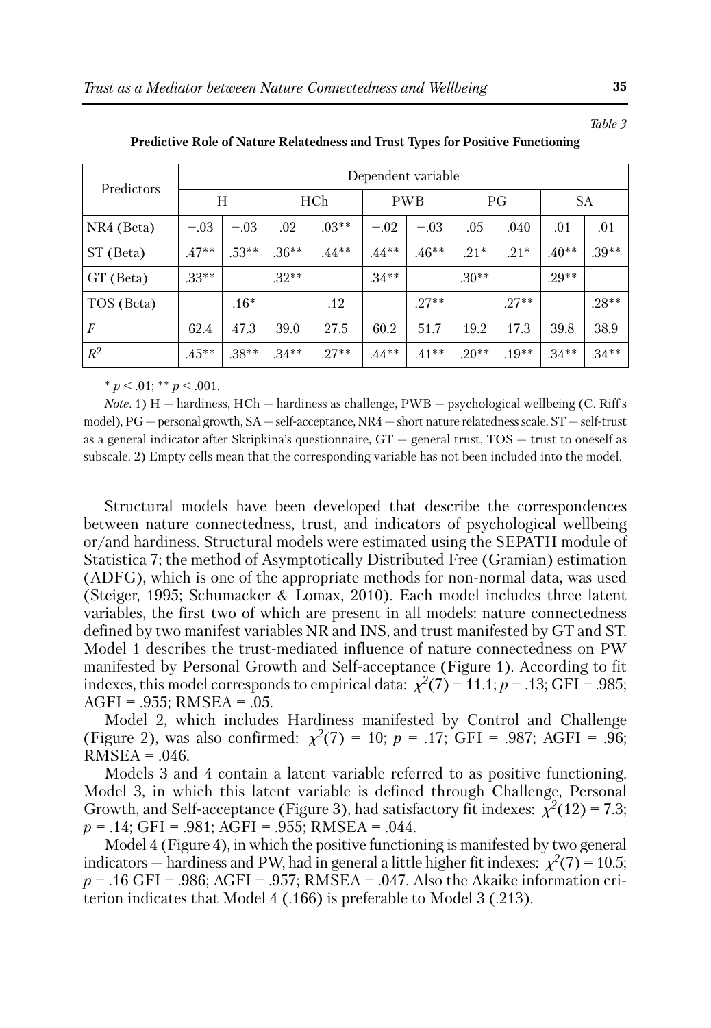*Table 3*

**Predictive Role of Nature Relatedness and Trust Types for Positive Functioning**

| Predictors | Dependent variable | | | | | | | | | |
|---|---|---|---|---|---|---|---|---|---|---|
| | H | | HCh | | PWB | | PG | | SA | |
| NR4 (Beta) | −.03 | −.03 | .02 | .03** | −.02 | −.03 | .05 | .040 | .01 | .01 |
| ST (Beta) | .47** | .53** | .36** | .44** | .44** | .46** | .21* | .21* | .40** | .39** |
| GT (Beta) | .33** | | .32** | | .34** | | .30** | | .29** | |
| TOS (Beta) | | .16* | | .12 | | .27** | | .27** | | .28** |
| $F$ | 62.4 | 47.3 | 39.0 | 27.5 | 60.2 | 51.7 | 19.2 | 17.3 | 39.8 | 38.9 |
| $R^2$ | .45** | .38** | .34** | .27** | .44** | .41** | .20** | .19** | .34** | .34** |

\* $p < .01$; \*\* $p < .001$.

*Note*. 1) H — hardiness, HCh — hardiness as challenge, PWB — psychological wellbeing (C. Riff's model), PG — personal growth, SA — self-acceptance, NR4 — short nature relatedness scale, ST — self-trust as a general indicator after Skripkina's questionnaire, GT — general trust, TOS — trust to oneself as subscale. 2) Empty cells mean that the corresponding variable has not been included into the model.

Structural models have been developed that describe the correspondences between nature connectedness, trust, and indicators of psychological wellbeing or/and hardiness. Structural models were estimated using the SEPATH module of Statistica 7; the method of Asymptotically Distributed Free (Gramian) estimation (ADFG), which is one of the appropriate methods for non-normal data, was used (Steiger, 1995; Schumacker & Lomax, 2010). Each model includes three latent variables, the first two of which are present in all models: nature connectedness defined by two manifest variables NR and INS, and trust manifested by GT and ST. Model 1 describes the trust-mediated influence of nature connectedness on PW manifested by Personal Growth and Self-acceptance (Figure 1). According to fit indexes, this model corresponds to empirical data: $\chi^2(7) = 11.1$; $p = .13$; GFI = .985; AGFI = .955; RMSEA = .05.

Model 2, which includes Hardiness manifested by Control and Challenge (Figure 2), was also confirmed: $\chi^2(7) = 10$; $p = .17$; GFI = .987; AGFI = .96; RMSEA = .046.

Models 3 and 4 contain a latent variable referred to as positive functioning. Model 3, in which this latent variable is defined through Challenge, Personal Growth, and Self-acceptance (Figure 3), had satisfactory fit indexes: $\chi^2(12) = 7.3$; $p = .14$; GFI = .981; AGFI = .955; RMSEA = .044.

Model 4 (Figure 4), in which the positive functioning is manifested by two general indicators — hardiness and PW, had in general a little higher fit indexes: $\chi^2(7) = 10.5$; $p = .16$ GFI = .986; AGFI = .957; RMSEA = .047. Also the Akaike information criterion indicates that Model 4 (.166) is preferable to Model 3 (.213).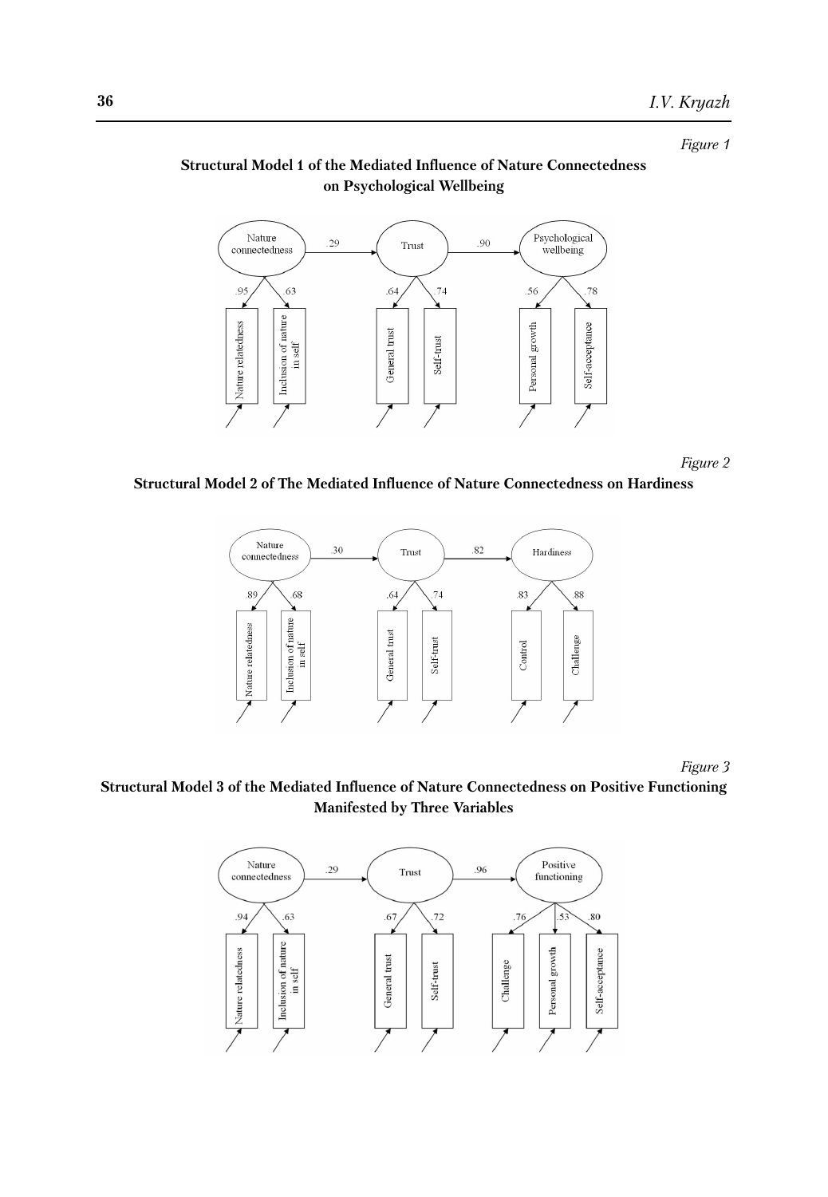*Figure 1*

**Structural Model 1 of the Mediated Influence of Nature Connectedness on Psychological Wellbeing**

*Figure 2*

**Structural Model 2 of The Mediated Influence of Nature Connectedness on Hardiness**

*Figure 3*

**Structural Model 3 of the Mediated Influence of Nature Connectedness on Positive Functioning Manifested by Three Variables**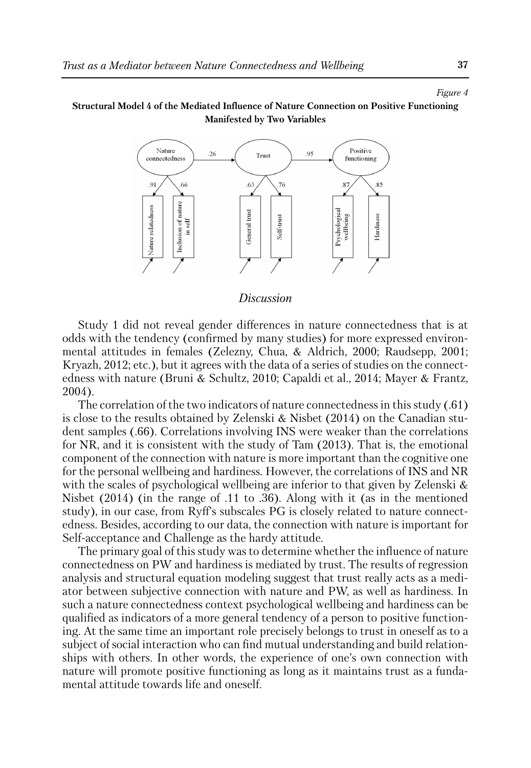*Figure 4*

**Structural Model 4 of the Mediated Influence of Nature Connection on Positive Functioning Manifested by Two Variables**

## *Discussion*

Study 1 did not reveal gender differences in nature connectedness that is at odds with the tendency (confirmed by many studies) for more expressed environmental attitudes in females (Zelezny, Chua, & Aldrich, 2000; Raudsepp, 2001; Kryazh, 2012; etc.), but it agrees with the data of a series of studies on the connectedness with nature (Bruni & Schultz, 2010; Capaldi et al., 2014; Mayer & Frantz, 2004).

The correlation of the two indicators of nature connectedness in this study (.61) is close to the results obtained by Zelenski & Nisbet (2014) on the Canadian student samples (.66). Correlations involving INS were weaker than the correlations for NR, and it is consistent with the study of Tam (2013). That is, the emotional component of the connection with nature is more important than the cognitive one for the personal wellbeing and hardiness. However, the correlations of INS and NR with the scales of psychological wellbeing are inferior to that given by Zelenski & Nisbet (2014) (in the range of .11 to .36). Along with it (as in the mentioned study), in our case, from Ryff's subscales PG is closely related to nature connectedness. Besides, according to our data, the connection with nature is important for Self-acceptance and Challenge as the hardy attitude.

The primary goal of this study was to determine whether the influence of nature connectedness on PW and hardiness is mediated by trust. The results of regression analysis and structural equation modeling suggest that trust really acts as a mediator between subjective connection with nature and PW, as well as hardiness. In such a nature connectedness context psychological wellbeing and hardiness can be qualified as indicators of a more general tendency of a person to positive functioning. At the same time an important role precisely belongs to trust in oneself as to a subject of social interaction who can find mutual understanding and build relationships with others. In other words, the experience of one's own connection with nature will promote positive functioning as long as it maintains trust as a fundamental attitude towards life and oneself.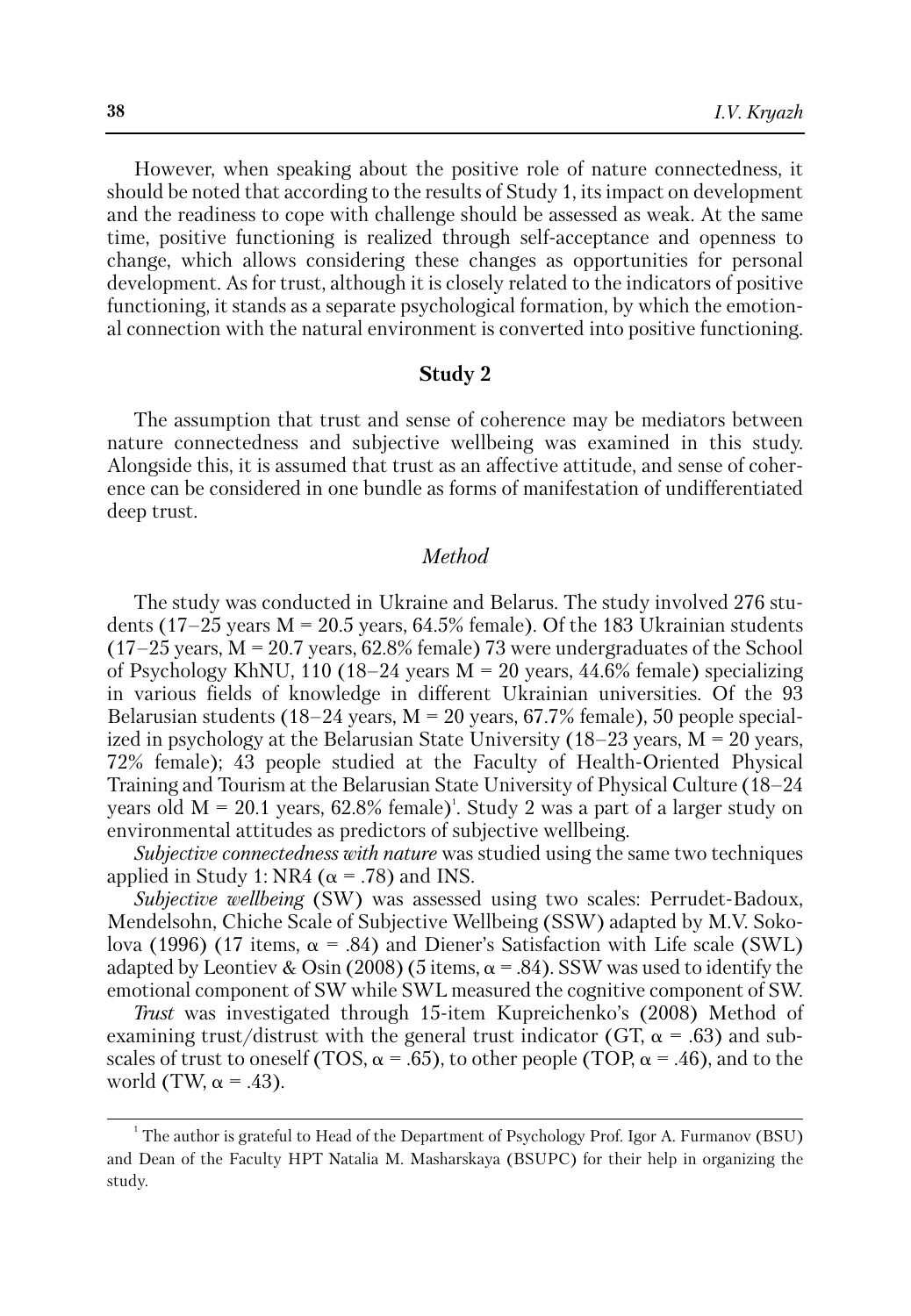However, when speaking about the positive role of nature connectedness, it should be noted that according to the results of Study 1, its impact on development and the readiness to cope with challenge should be assessed as weak. At the same time, positive functioning is realized through self-acceptance and openness to change, which allows considering these changes as opportunities for personal development. As for trust, although it is closely related to the indicators of positive functioning, it stands as a separate psychological formation, by which the emotional connection with the natural environment is converted into positive functioning.

## Study 2

The assumption that trust and sense of coherence may be mediators between nature connectedness and subjective wellbeing was examined in this study. Alongside this, it is assumed that trust as an affective attitude, and sense of coherence can be considered in one bundle as forms of manifestation of undifferentiated deep trust.

### *Method*

The study was conducted in Ukraine and Belarus. The study involved 276 students (17–25 years M = 20.5 years, 64.5% female). Of the 183 Ukrainian students (17–25 years, M = 20.7 years, 62.8% female) 73 were undergraduates of the School of Psychology KhNU, 110 (18–24 years M = 20 years, 44.6% female) specializing in various fields of knowledge in different Ukrainian universities. Of the 93 Belarusian students (18–24 years, M = 20 years, 67.7% female), 50 people specialized in psychology at the Belarusian State University (18–23 years, M = 20 years, 72% female); 43 people studied at the Faculty of Health-Oriented Physical Training and Tourism at the Belarusian State University of Physical Culture (18–24 years old M = 20.1 years, 62.8% female)[1]. Study 2 was a part of a larger study on environmental attitudes as predictors of subjective wellbeing.

*Subjective connectedness with nature* was studied using the same two techniques applied in Study 1: NR4 ($\alpha$ = .78) and INS.

*Subjective wellbeing* (SW) was assessed using two scales: Perrudet-Badoux, Mendelsohn, Chiche Scale of Subjective Wellbeing (SSW) adapted by M.V. Sokolova (1996) (17 items, $\alpha$ = .84) and Diener's Satisfaction with Life scale (SWL) adapted by Leontiev & Osin (2008) (5 items, $\alpha$ = .84). SSW was used to identify the emotional component of SW while SWL measured the cognitive component of SW.

*Trust* was investigated through 15-item Kupreichenko's (2008) Method of examining trust/distrust with the general trust indicator (GT, $\alpha$ = .63) and subscales of trust to oneself (TOS, $\alpha$ = .65), to other people (TOP, $\alpha$ = .46), and to the world (TW, $\alpha$ = .43).

[1] The author is grateful to Head of the Department of Psychology Prof. Igor A. Furmanov (BSU) and Dean of the Faculty HPT Natalia M. Masharskaya (BSUPC) for their help in organizing the study.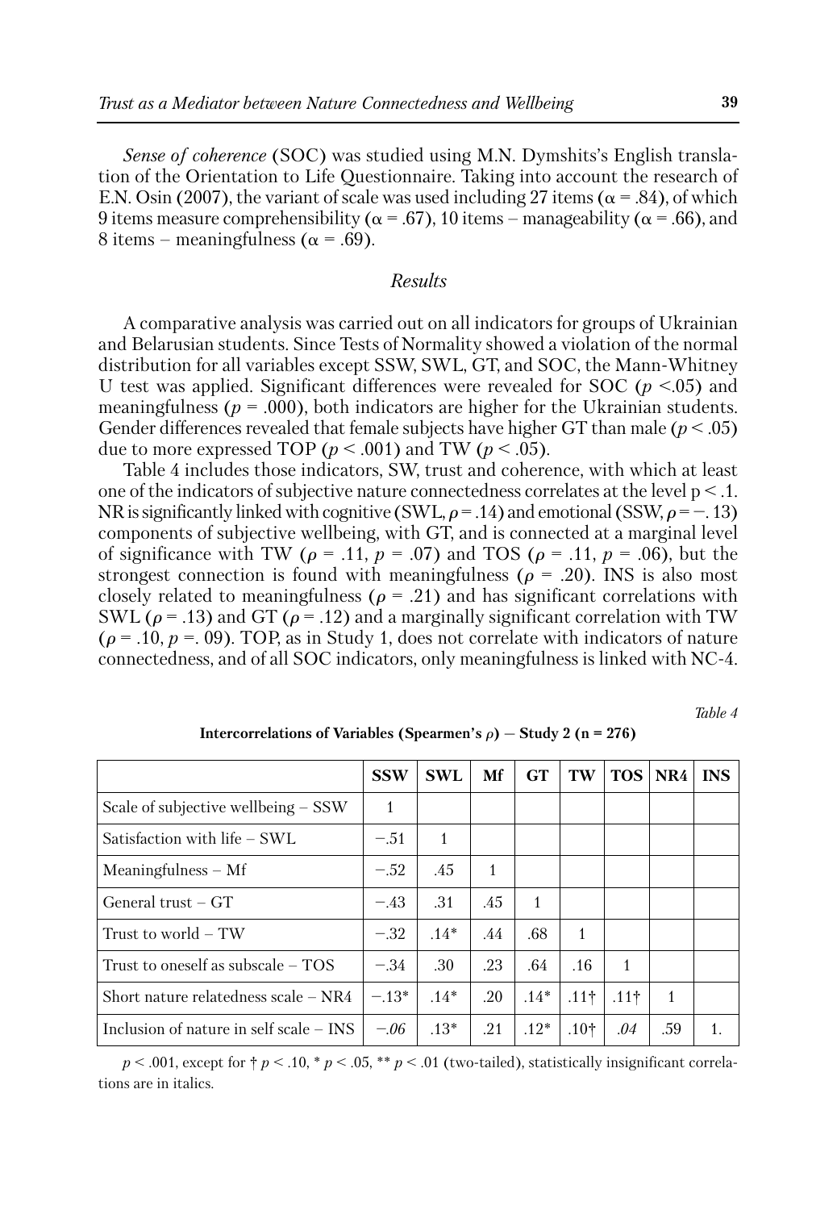*Sense of coherence* (SOC) was studied using M.N. Dymshits's English translation of the Orientation to Life Questionnaire. Taking into account the research of E.N. Osin (2007), the variant of scale was used including 27 items ($\alpha = .84$), of which 9 items measure comprehensibility ($\alpha = .67$), 10 items – manageability ($\alpha = .66$), and 8 items – meaningfulness ($\alpha = .69$).

## *Results*

A comparative analysis was carried out on all indicators for groups of Ukrainian and Belarusian students. Since Tests of Normality showed a violation of the normal distribution for all variables except SSW, SWL, GT, and SOC, the Mann-Whitney U test was applied. Significant differences were revealed for SOC ($p < .05$) and meaningfulness ($p = .000$), both indicators are higher for the Ukrainian students. Gender differences revealed that female subjects have higher GT than male ($p < .05$) due to more expressed TOP ($p < .001$) and TW ($p < .05$).

Table 4 includes those indicators, SW, trust and coherence, with which at least one of the indicators of subjective nature connectedness correlates at the level $p < .1$. NR is significantly linked with cognitive (SWL, $\rho = .14$) and emotional (SSW, $\rho = -.13$) components of subjective wellbeing, with GT, and is connected at a marginal level of significance with TW ($\rho = .11$, $p = .07$) and TOS ($\rho = .11$, $p = .06$), but the strongest connection is found with meaningfulness ($\rho = .20$). INS is also most closely related to meaningfulness ($\rho = .21$) and has significant correlations with SWL ($\rho = .13$) and GT ($\rho = .12$) and a marginally significant correlation with TW ($\rho = .10$, $p = .09$). TOP, as in Study 1, does not correlate with indicators of nature connectedness, and of all SOC indicators, only meaningfulness is linked with NC-4.

*Table 4*

**Intercorrelations of Variables (Spearmen's $\rho$) — Study 2 (n = 276)**

| | SSW | SWL | Mf | GT | TW | TOS | NR4 | INS |
|---|---|---|---|---|---|---|---|---|
| Scale of subjective wellbeing – SSW | 1 | | | | | | | |
| Satisfaction with life – SWL | −.51 | 1 | | | | | | |
| Meaningfulness – Mf | −.52 | .45 | 1 | | | | | |
| General trust – GT | −.43 | .31 | .45 | 1 | | | | |
| Trust to world – TW | −.32 | .14* | .44 | .68 | 1 | | | |
| Trust to oneself as subscale – TOS | −.34 | .30 | .23 | .64 | .16 | 1 | | |
| Short nature relatedness scale – NR4 | −.13* | .14* | .20 | .14* | .11† | .11† | 1 | |
| Inclusion of nature in self scale – INS | *−.06* | .13* | .21 | .12* | .10† | *.04* | .59 | 1. |

$p < .001$, except for † $p < .10$, * $p < .05$, ** $p < .01$ (two-tailed), statistically insignificant correlations are in italics.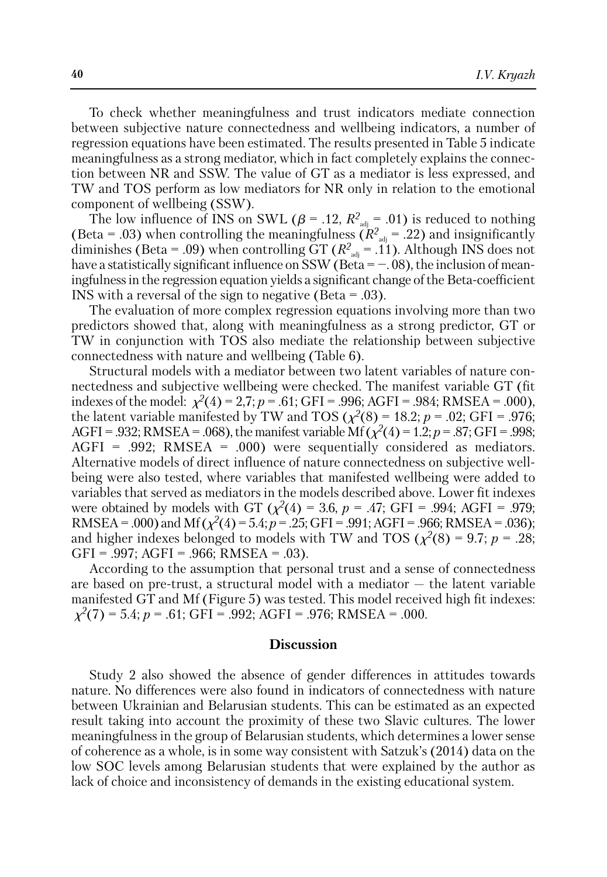To check whether meaningfulness and trust indicators mediate connection between subjective nature connectedness and wellbeing indicators, a number of regression equations have been estimated. The results presented in Table 5 indicate meaningfulness as a strong mediator, which in fact completely explains the connection between NR and SSW. The value of GT as a mediator is less expressed, and TW and TOS perform as low mediators for NR only in relation to the emotional component of wellbeing (SSW).

The low influence of INS on SWL ($\beta$ = .12, $R^2_{adj}$ = .01) is reduced to nothing (Beta = .03) when controlling the meaningfulness ($R^2_{adj}$ = .22) and insignificantly diminishes (Beta = .09) when controlling GT ($R^2_{adj}$ = .11). Although INS does not have a statistically significant influence on SSW (Beta = –. 08), the inclusion of meaningfulness in the regression equation yields a significant change of the Beta-coefficient INS with a reversal of the sign to negative (Beta = .03).

The evaluation of more complex regression equations involving more than two predictors showed that, along with meaningfulness as a strong predictor, GT or TW in conjunction with TOS also mediate the relationship between subjective connectedness with nature and wellbeing (Table 6).

Structural models with a mediator between two latent variables of nature connectedness and subjective wellbeing were checked. The manifest variable GT (fit indexes of the model: $\chi^2(4)$ = 2,7; $p$ = .61; GFI = .996; AGFI = .984; RMSEA = .000), the latent variable manifested by TW and TOS ($\chi^2(8)$ = 18.2; $p$ = .02; GFI = .976; AGFI = .932; RMSEA = .068), the manifest variable Mf ($\chi^2(4)$ = 1.2; $p$ = .87; GFI = .998; AGFI = .992; RMSEA = .000) were sequentially considered as mediators. Alternative models of direct influence of nature connectedness on subjective wellbeing were also tested, where variables that manifested wellbeing were added to variables that served as mediators in the models described above. Lower fit indexes were obtained by models with GT ($\chi^2(4)$ = 3.6, $p$ = .47; GFI = .994; AGFI = .979; RMSEA = .000) and Mf ($\chi^2(4)$ = 5.4; $p$ = .25; GFI = .991; AGFI = .966; RMSEA = .036); and higher indexes belonged to models with TW and TOS ($\chi^2(8)$ = 9.7; $p$ = .28; GFI = .997; AGFI = .966; RMSEA = .03).

According to the assumption that personal trust and a sense of connectedness are based on pre-trust, a structural model with a mediator — the latent variable manifested GT and Mf (Figure 5) was tested. This model received high fit indexes: $\chi^2(7)$ = 5.4; $p$ = .61; GFI = .992; AGFI = .976; RMSEA = .000.

## Discussion

Study 2 also showed the absence of gender differences in attitudes towards nature. No differences were also found in indicators of connectedness with nature between Ukrainian and Belarusian students. This can be estimated as an expected result taking into account the proximity of these two Slavic cultures. The lower meaningfulness in the group of Belarusian students, which determines a lower sense of coherence as a whole, is in some way consistent with Satzuk's (2014) data on the low SOC levels among Belarusian students that were explained by the author as lack of choice and inconsistency of demands in the existing educational system.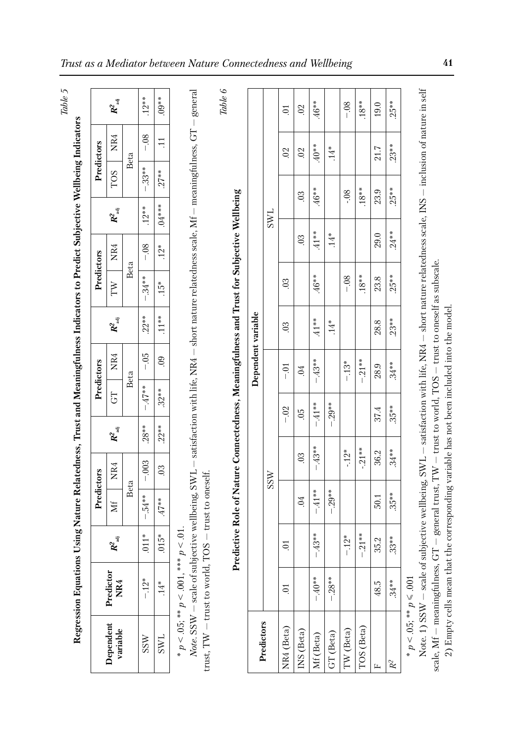*Table 5*

**Regression Equations Using Nature Relatedness, Trust and Meaningfulness Indicators to Predict Subjective Wellbeing Indicators**

| Dependent variable | Predictor NR4 | $R^2_{adj}$ | Predictors | | $R^2_{adj}$ | Predictors | | $R^2_{adj}$ | Predictors | | $R^2_{adj}$ | Predictors | | $R^2_{adj}$ |
|---|---|---|---|---|---|---|---|---|---|---|---|---|---|---|
| | | | Mf | NR4 | | GT | NR4 | | TW | NR4 | | TOS | NR4 | |
| | | | Beta | | | Beta | | | Beta | | | Beta | | |
| SSW | –.12* | .011* | –.54** | –.003 | .28** | –.47** | –.05 | .22** | –.34** | –.08 | .12** | –.33** | –.08 | .12** |
| SWL | .14* | .015* | .47** | .03 | .22** | .32** | .09 | .11** | .15* | .12* | .04*** | .27** | .11 | .09** |

\* $p < .05$; \*\* $p < .001$, \*\*\* $p < .01$.

*Note.* SSW – scale of subjective wellbeing, SWL – satisfaction with life, NR4 – short nature relatedness scale, Mf – meaningfulness scale, GT – general trust, TW – trust to world, TOS – trust to oneself.

*Table 6*

**Predictive Role of Nature Connectedness, Meaningfulness and Trust for Subjective Wellbeing**

| Predictors | Dependent variable | | | | | | | | | | | |
|---|---|---|---|---|---|---|---|---|---|---|---|---|
| | SSW | | | | | | SWL | | | | | |
| NR4 (Beta) | .01 | | .01 | | –.02 | –.01 | .03 | .03 | | | .02 | .01 |
| INS (Beta) | | .04 | | .03 | .05 | .04 | | | .03 | .03 | .02 | .02 |
| Mf (Beta) | –.40** | –.41** | –.43** | –.43** | –.41** | –.43** | .41** | .46** | .41** | .46** | .40** | .46** |
| GT (Beta) | –.28** | –.29** | | | –.29** | | .14* | | .14* | | .14* | |
| TW (Beta) | | | –.12* | -.12* | | –.13* | | –.08 | | -.08 | | –.08 |
| TOS (Beta) | | | –.21** | -.21** | | –.21** | | .18** | | .18** | | .18** |
| F | 48.5 | 50.1 | 35.2 | 36.2 | 37.4 | 28.9 | 28.8 | 23.8 | 29.0 | 23.9 | 21.7 | 19.0 |
| $R^2$ | .34** | .35** | .33** | .34** | .35** | .34** | .23** | .25** | .24** | .25** | .23** | .25** |

\* $p < .05$; \*\* $p \leqslant .001$

Note. 1) SSW – scale of subjective wellbeing, SWL – satisfaction with life, NR4 – short nature relatedness scale, INS – inclusion of nature in self scale, Mf – meaningfulness, GT – general trust, TW – trust to world, TOS – trust to oneself as subscale.

2) Empty cells mean that the corresponding variable has not been included into the model.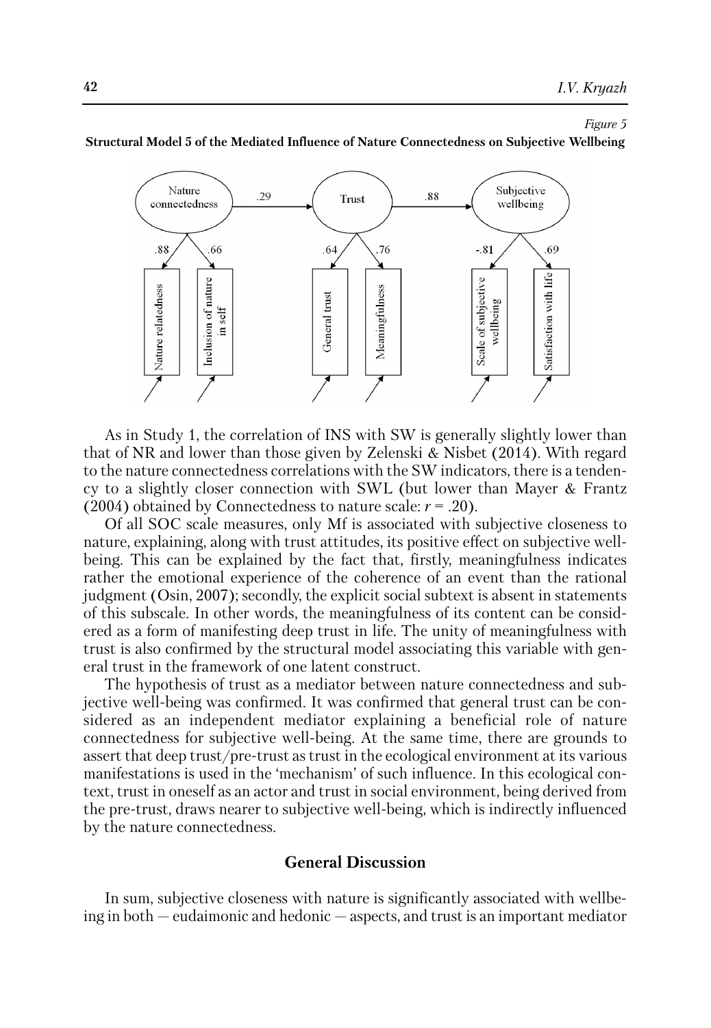*Figure 5*

**Structural Model 5 of the Mediated Influence of Nature Connectedness on Subjective Wellbeing**

As in Study 1, the correlation of INS with SW is generally slightly lower than that of NR and lower than those given by Zelenski & Nisbet (2014). With regard to the nature connectedness correlations with the SW indicators, there is a tendency to a slightly closer connection with SWL (but lower than Mayer & Frantz (2004) obtained by Connectedness to nature scale: $r = .20$).

Of all SOC scale measures, only Mf is associated with subjective closeness to nature, explaining, along with trust attitudes, its positive effect on subjective wellbeing. This can be explained by the fact that, firstly, meaningfulness indicates rather the emotional experience of the coherence of an event than the rational judgment (Osin, 2007); secondly, the explicit social subtext is absent in statements of this subscale. In other words, the meaningfulness of its content can be considered as a form of manifesting deep trust in life. The unity of meaningfulness with trust is also confirmed by the structural model associating this variable with general trust in the framework of one latent construct.

The hypothesis of trust as a mediator between nature connectedness and subjective well-being was confirmed. It was confirmed that general trust can be considered as an independent mediator explaining a beneficial role of nature connectedness for subjective well-being. At the same time, there are grounds to assert that deep trust/pre-trust as trust in the ecological environment at its various manifestations is used in the 'mechanism' of such influence. In this ecological context, trust in oneself as an actor and trust in social environment, being derived from the pre-trust, draws nearer to subjective well-being, which is indirectly influenced by the nature connectedness.

## General Discussion

In sum, subjective closeness with nature is significantly associated with wellbeing in both — eudaimonic and hedonic — aspects, and trust is an important mediator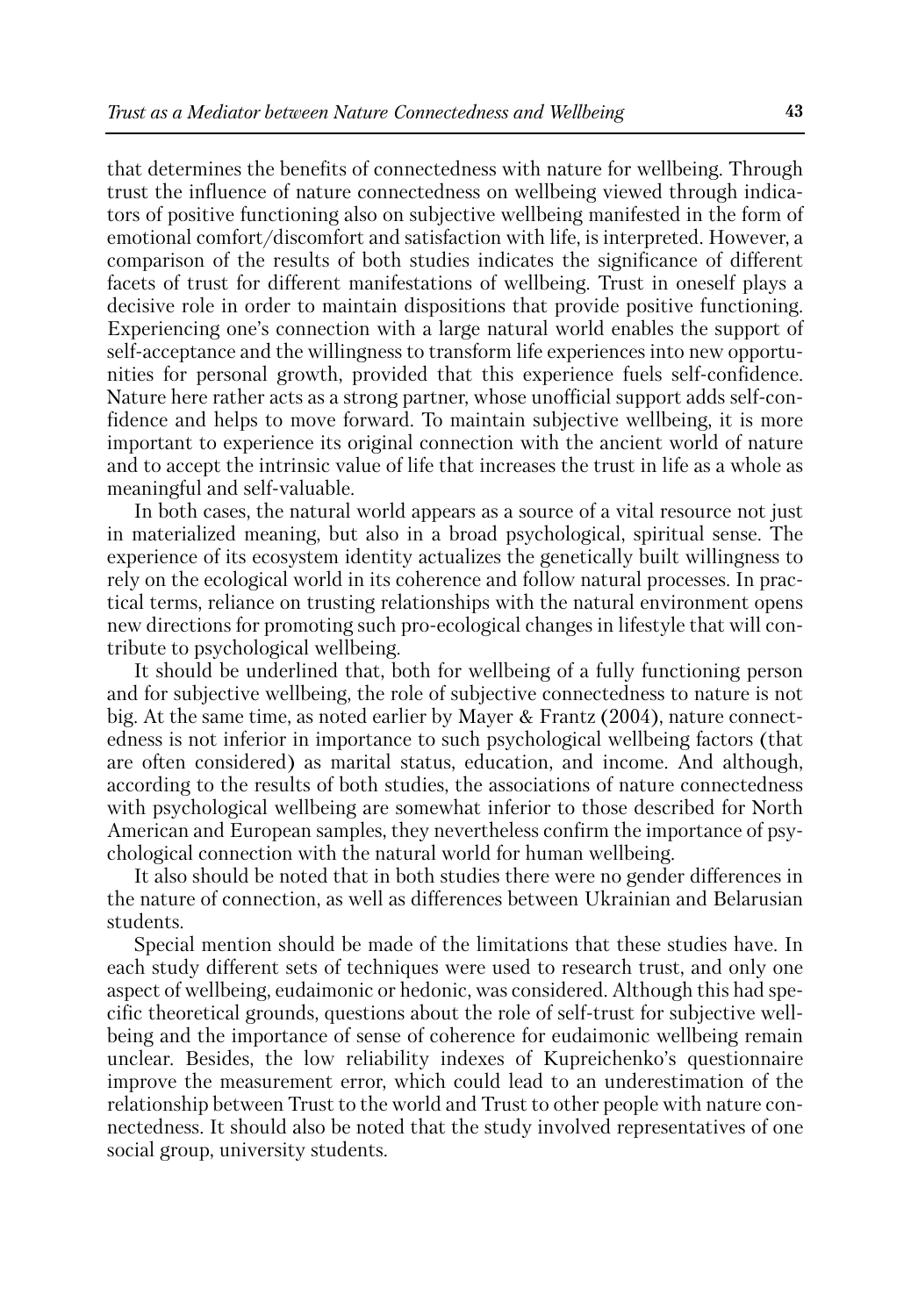that determines the benefits of connectedness with nature for wellbeing. Through trust the influence of nature connectedness on wellbeing viewed through indicators of positive functioning also on subjective wellbeing manifested in the form of emotional comfort/discomfort and satisfaction with life, is interpreted. However, a comparison of the results of both studies indicates the significance of different facets of trust for different manifestations of wellbeing. Trust in oneself plays a decisive role in order to maintain dispositions that provide positive functioning. Experiencing one's connection with a large natural world enables the support of self-acceptance and the willingness to transform life experiences into new opportunities for personal growth, provided that this experience fuels self-confidence. Nature here rather acts as a strong partner, whose unofficial support adds self-confidence and helps to move forward. To maintain subjective wellbeing, it is more important to experience its original connection with the ancient world of nature and to accept the intrinsic value of life that increases the trust in life as a whole as meaningful and self-valuable.

In both cases, the natural world appears as a source of a vital resource not just in materialized meaning, but also in a broad psychological, spiritual sense. The experience of its ecosystem identity actualizes the genetically built willingness to rely on the ecological world in its coherence and follow natural processes. In practical terms, reliance on trusting relationships with the natural environment opens new directions for promoting such pro-ecological changes in lifestyle that will contribute to psychological wellbeing.

It should be underlined that, both for wellbeing of a fully functioning person and for subjective wellbeing, the role of subjective connectedness to nature is not big. At the same time, as noted earlier by Mayer & Frantz (2004), nature connectedness is not inferior in importance to such psychological wellbeing factors (that are often considered) as marital status, education, and income. And although, according to the results of both studies, the associations of nature connectedness with psychological wellbeing are somewhat inferior to those described for North American and European samples, they nevertheless confirm the importance of psychological connection with the natural world for human wellbeing.

It also should be noted that in both studies there were no gender differences in the nature of connection, as well as differences between Ukrainian and Belarusian students.

Special mention should be made of the limitations that these studies have. In each study different sets of techniques were used to research trust, and only one aspect of wellbeing, eudaimonic or hedonic, was considered. Although this had specific theoretical grounds, questions about the role of self-trust for subjective wellbeing and the importance of sense of coherence for eudaimonic wellbeing remain unclear. Besides, the low reliability indexes of Kupreichenko's questionnaire improve the measurement error, which could lead to an underestimation of the relationship between Trust to the world and Trust to other people with nature connectedness. It should also be noted that the study involved representatives of one social group, university students.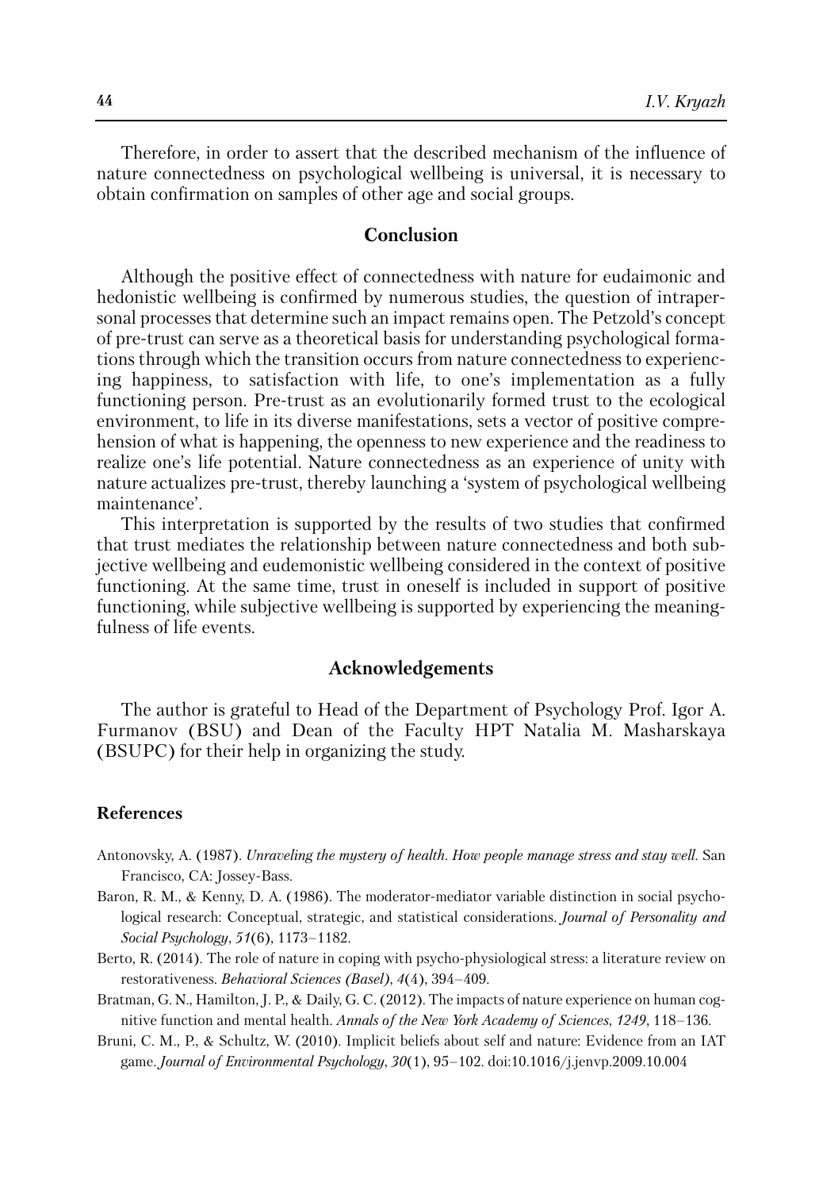Therefore, in order to assert that the described mechanism of the influence of nature connectedness on psychological wellbeing is universal, it is necessary to obtain confirmation on samples of other age and social groups.

## Conclusion

Although the positive effect of connectedness with nature for eudaimonic and hedonistic wellbeing is confirmed by numerous studies, the question of intrapersonal processes that determine such an impact remains open. The Petzold's concept of pre-trust can serve as a theoretical basis for understanding psychological formations through which the transition occurs from nature connectedness to experiencing happiness, to satisfaction with life, to one's implementation as a fully functioning person. Pre-trust as an evolutionarily formed trust to the ecological environment, to life in its diverse manifestations, sets a vector of positive comprehension of what is happening, the openness to new experience and the readiness to realize one's life potential. Nature connectedness as an experience of unity with nature actualizes pre-trust, thereby launching a 'system of psychological wellbeing maintenance'.

This interpretation is supported by the results of two studies that confirmed that trust mediates the relationship between nature connectedness and both subjective wellbeing and eudemonistic wellbeing considered in the context of positive functioning. At the same time, trust in oneself is included in support of positive functioning, while subjective wellbeing is supported by experiencing the meaningfulness of life events.

## Acknowledgements

The author is grateful to Head of the Department of Psychology Prof. Igor A. Furmanov (BSU) and Dean of the Faculty HPT Natalia M. Masharskaya (BSUPC) for their help in organizing the study.

### References

Antonovsky, A. (1987). *Unraveling the mystery of health. How people manage stress and stay well*. San Francisco, CA: Jossey-Bass.

Baron, R. M., & Kenny, D. A. (1986). The moderator-mediator variable distinction in social psychological research: Conceptual, strategic, and statistical considerations. *Journal of Personality and Social Psychology*, *51*(6), 1173–1182.

Berto, R. (2014). The role of nature in coping with psycho-physiological stress: a literature review on restorativeness. *Behavioral Sciences (Basel)*, *4*(4), 394–409.

Bratman, G. N., Hamilton, J. P., & Daily, G. C. (2012). The impacts of nature experience on human cognitive function and mental health. *Annals of the New York Academy of Sciences*, *1249*, 118–136.

Bruni, C. M., P., & Schultz, W. (2010). Implicit beliefs about self and nature: Evidence from an IAT game. *Journal of Environmental Psychology*, *30*(1), 95–102. doi:10.1016/j.jenvp.2009.10.004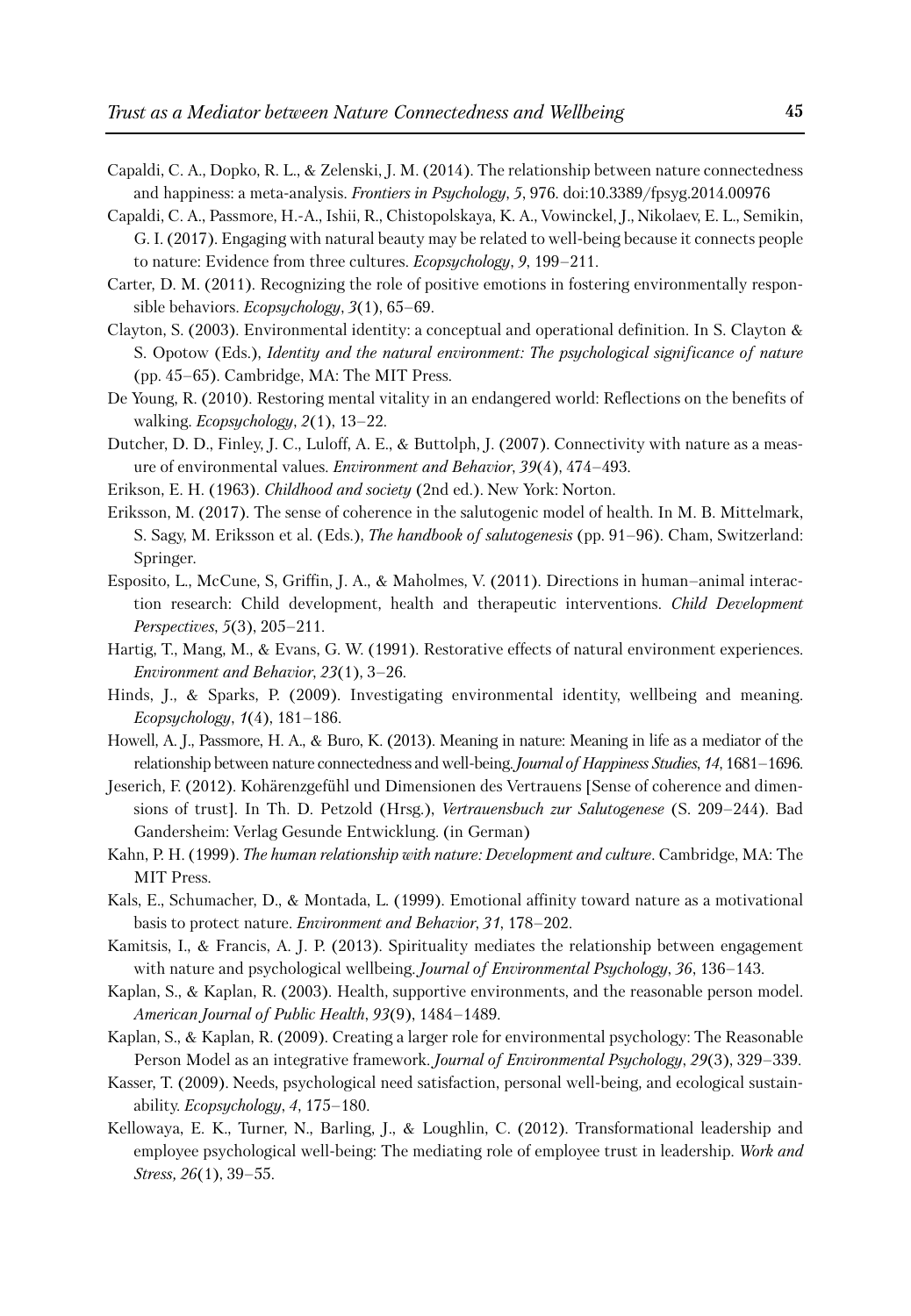Capaldi, C. A., Dopko, R. L., & Zelenski, J. M. (2014). The relationship between nature connectedness and happiness: a meta-analysis. *Frontiers in Psychology*, *5*, 976. doi:10.3389/fpsyg.2014.00976

Capaldi, C. A., Passmore, H.-A., Ishii, R., Chistopolskaya, K. A., Vowinckel, J., Nikolaev, E. L., Semikin, G. I. (2017). Engaging with natural beauty may be related to well-being because it connects people to nature: Evidence from three cultures. *Ecopsychology*, *9*, 199–211.

Carter, D. M. (2011). Recognizing the role of positive emotions in fostering environmentally responsible behaviors. *Ecopsychology*, *3*(1), 65–69.

Clayton, S. (2003). Environmental identity: a conceptual and operational definition. In S. Clayton & S. Opotow (Eds.), *Identity and the natural environment: The psychological significance of nature* (pp. 45–65). Cambridge, MA: The MIT Press.

De Young, R. (2010). Restoring mental vitality in an endangered world: Reflections on the benefits of walking. *Ecopsychology*, *2*(1), 13–22.

Dutcher, D. D., Finley, J. C., Luloff, A. E., & Buttolph, J. (2007). Connectivity with nature as a measure of environmental values. *Environment and Behavior*, *39*(4), 474–493.

Erikson, E. H. (1963). *Childhood and society* (2nd ed.). New York: Norton.

Eriksson, M. (2017). The sense of coherence in the salutogenic model of health. In M. B. Mittelmark, S. Sagy, M. Eriksson et al. (Eds.), *The handbook of salutogenesis* (pp. 91–96). Cham, Switzerland: Springer.

Esposito, L., McCune, S, Griffin, J. A., & Maholmes, V. (2011). Directions in human–animal interaction research: Child development, health and therapeutic interventions. *Child Development Perspectives*, *5*(3), 205–211.

Hartig, T., Mang, M., & Evans, G. W. (1991). Restorative effects of natural environment experiences. *Environment and Behavior*, *23*(1), 3–26.

Hinds, J., & Sparks, P. (2009). Investigating environmental identity, wellbeing and meaning. *Ecopsychology*, *1*(4), 181–186.

Howell, A. J., Passmore, H. A., & Buro, K. (2013). Meaning in nature: Meaning in life as a mediator of the relationship between nature connectedness and well-being. *Journal of Happiness Studies*, *14*, 1681–1696.

Jeserich, F. (2012). Kohärenzgefühl und Dimensionen des Vertrauens [Sense of coherence and dimensions of trust]. In Th. D. Petzold (Hrsg.), *Vertrauensbuch zur Salutogenese* (S. 209–244). Bad Gandersheim: Verlag Gesunde Entwicklung. (in German)

Kahn, P. H. (1999). *The human relationship with nature: Development and culture*. Cambridge, MA: The MIT Press.

Kals, E., Schumacher, D., & Montada, L. (1999). Emotional affinity toward nature as a motivational basis to protect nature. *Environment and Behavior*, *31*, 178–202.

Kamitsis, I., & Francis, A. J. P. (2013). Spirituality mediates the relationship between engagement with nature and psychological wellbeing. *Journal of Environmental Psychology*, *36*, 136–143.

Kaplan, S., & Kaplan, R. (2003). Health, supportive environments, and the reasonable person model. *American Journal of Public Health*, *93*(9), 1484–1489.

Kaplan, S., & Kaplan, R. (2009). Creating a larger role for environmental psychology: The Reasonable Person Model as an integrative framework. *Journal of Environmental Psychology*, *29*(3), 329–339.

Kasser, T. (2009). Needs, psychological need satisfaction, personal well-being, and ecological sustainability. *Ecopsychology*, *4*, 175–180.

Kellowaya, E. K., Turner, N., Barling, J., & Loughlin, C. (2012). Transformational leadership and employee psychological well-being: The mediating role of employee trust in leadership. *Work and Stress, 26*(1), 39–55.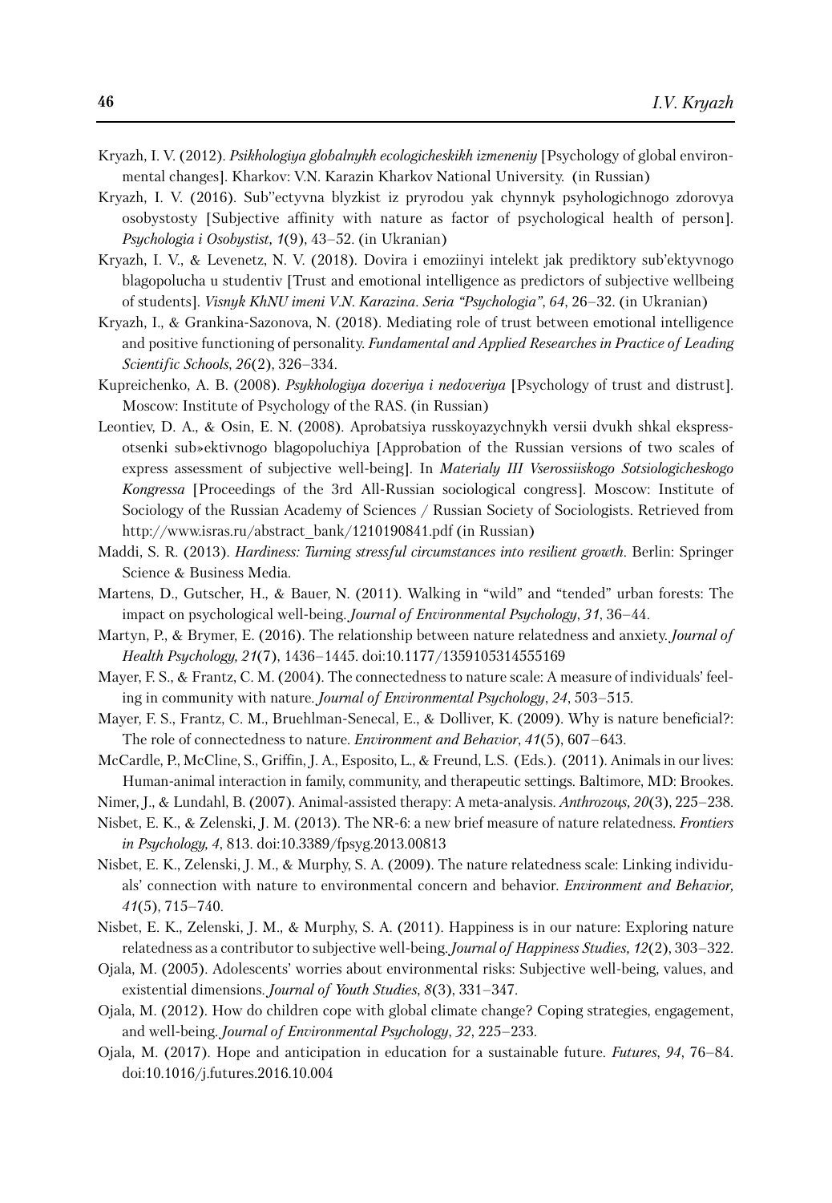Kryazh, I. V. (2012). *Psikhologiya globalnykh ecologicheskikh izmeneniy* [Psychology of global environmental changes]. Kharkov: V.N. Karazin Kharkov National University. (in Russian)

Kryazh, I. V. (2016). Sub''ectyvna blyzkist iz pryrodou yak chynnyk psyhologichnogo zdorovya osobystosty [Subjective affinity with nature as factor of psychological health of person]. *Psychologia i Osobystist, 1*(9), 43–52. (in Ukranian)

Kryazh, I. V., & Levenetz, N. V. (2018). Dovira i emoziinyi intelekt jak prediktory sub'ektyvnogo blagopolucha u studentiv [Trust and emotional intelligence as predictors of subjective wellbeing of students]. *Visnyk KhNU imeni V.N. Karazina. Seria "Psychologia"*, *64*, 26–32. (in Ukranian)

Kryazh, I., & Grankina-Sazonova, N. (2018). Mediating role of trust between emotional intelligence and positive functioning of personality. *Fundamental and Applied Researches in Practice of Leading Scientific Schools*, *26*(2), 326–334.

Kupreichenko, A. B. (2008). *Psykhologiya doveriya i nedoveriya* [Psychology of trust and distrust]. Moscow: Institute of Psychology of the RAS. (in Russian)

Leontiev, D. A., & Osin, E. N. (2008). Aprobatsiya russkoyazychnykh versii dvukh shkal ekspress-otsenki sub»ektivnogo blagopoluchiya [Approbation of the Russian versions of two scales of express assessment of subjective well-being]. In *Materialy III Vserossiiskogo Sotsiologicheskogo Kongressa* [Proceedings of the 3rd All-Russian sociological congress]. Moscow: Institute of Sociology of the Russian Academy of Sciences / Russian Society of Sociologists. Retrieved from http://www.isras.ru/abstract_bank/1210190841.pdf (in Russian)

Maddi, S. R. (2013). *Hardiness: Turning stressful circumstances into resilient growth*. Berlin: Springer Science & Business Media.

Martens, D., Gutscher, H., & Bauer, N. (2011). Walking in "wild" and "tended" urban forests: The impact on psychological well-being. *Journal of Environmental Psychology*, *31*, 36–44.

Martyn, P., & Brymer, E. (2016). The relationship between nature relatedness and anxiety. *Journal of Health Psychology, 21*(7), 1436–1445. doi:10.1177/1359105314555169

Mayer, F. S., & Frantz, C. M. (2004). The connectedness to nature scale: A measure of individuals' feeling in community with nature. *Journal of Environmental Psychology*, *24*, 503–515.

Mayer, F. S., Frantz, C. M., Bruehlman-Senecal, E., & Dolliver, K. (2009). Why is nature beneficial?: The role of connectedness to nature. *Environment and Behavior*, *41*(5), 607–643.

McCardle, P., McCline, S., Griffin, J. A., Esposito, L., & Freund, L.S. (Eds.). (2011). Animals in our lives: Human-animal interaction in family, community, and therapeutic settings. Baltimore, MD: Brookes.

Nimer, J., & Lundahl, B. (2007). Animal-assisted therapy: A meta-analysis. *Anthrozoųs*, *20*(3), 225–238.

Nisbet, E. K., & Zelenski, J. M. (2013). The NR-6: a new brief measure of nature relatedness. *Frontiers in Psychology, 4*, 813. doi:10.3389/fpsyg.2013.00813

Nisbet, E. K., Zelenski, J. M., & Murphy, S. A. (2009). The nature relatedness scale: Linking individuals' connection with nature to environmental concern and behavior. *Environment and Behavior, 41*(5), 715–740.

Nisbet, E. K., Zelenski, J. M., & Murphy, S. A. (2011). Happiness is in our nature: Exploring nature relatedness as a contributor to subjective well-being. *Journal of Happiness Studies, 12*(2), 303–322.

Ojala, M. (2005). Adolescents' worries about environmental risks: Subjective well-being, values, and existential dimensions. *Journal of Youth Studies*, *8*(3), 331–347.

Ojala, M. (2012). How do children cope with global climate change? Coping strategies, engagement, and well-being. *Journal of Environmental Psychology*, *32*, 225–233.

Ojala, M. (2017). Hope and anticipation in education for a sustainable future. *Futures*, *94*, 76–84. doi:10.1016/j.futures.2016.10.004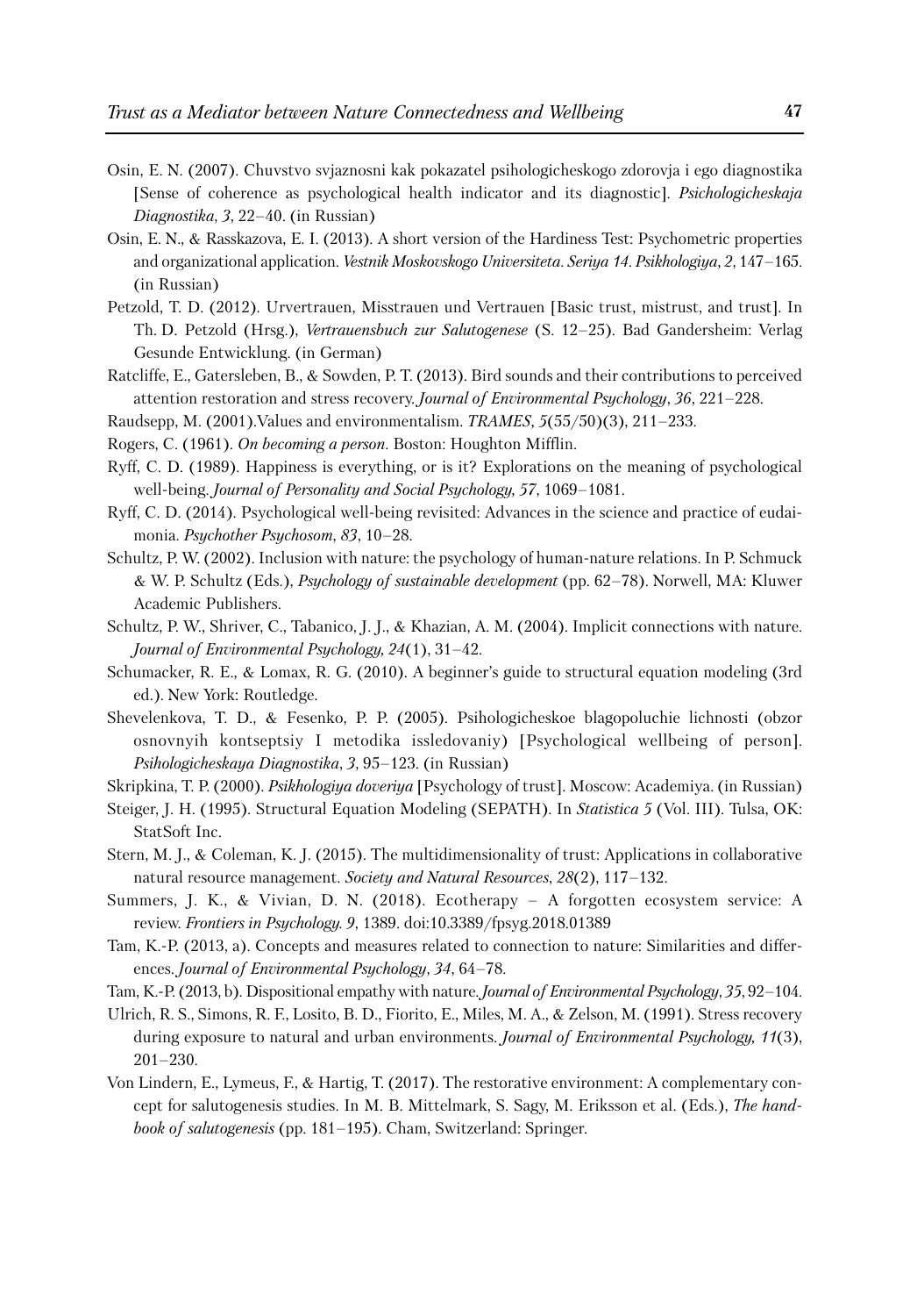Osin, E. N. (2007). Chuvstvo svjaznosni kak pokazatel psihologicheskogo zdorovja i ego diagnostika [Sense of coherence as psychological health indicator and its diagnostic]. *Psichologicheskaja Diagnostika*, *3*, 22–40. (in Russian)

Osin, E. N., & Rasskazova, E. I. (2013). A short version of the Hardiness Test: Psychometric properties and organizational application. *Vestnik Moskovskogo Universiteta. Seriya 14. Psikhologiya*, *2*, 147–165. (in Russian)

Petzold, T. D. (2012). Urvertrauen, Misstrauen und Vertrauen [Basic trust, mistrust, and trust]. In Th. D. Petzold (Hrsg.), *Vertrauensbuch zur Salutogenese* (S. 12–25). Bad Gandersheim: Verlag Gesunde Entwicklung. (in German)

Ratcliffe, E., Gatersleben, B., & Sowden, P. T. (2013). Bird sounds and their contributions to perceived attention restoration and stress recovery. *Journal of Environmental Psychology*, *36*, 221–228.

Raudsepp, M. (2001).Values and environmentalism. *TRAMES, 5*(55/50)(3), 211–233.

Rogers, C. (1961). *On becoming a person*. Boston: Houghton Mifflin.

Ryff, C. D. (1989). Happiness is everything, or is it? Explorations on the meaning of psychological well-being. *Journal of Personality and Social Psychology, 57*, 1069–1081.

Ryff, C. D. (2014). Psychological well-being revisited: Advances in the science and practice of eudaimonia. *Psychother Psychosom*, *83*, 10–28.

Schultz, P. W. (2002). Inclusion with nature: the psychology of human-nature relations. In P. Schmuck & W. P. Schultz (Eds.), *Psychology of sustainable development* (pp. 62–78). Norwell, MA: Kluwer Academic Publishers.

Schultz, P. W., Shriver, C., Tabanico, J. J., & Khazian, A. M. (2004). Implicit connections with nature. *Journal of Environmental Psychology, 24*(1), 31–42.

Schumacker, R. E., & Lomax, R. G. (2010). A beginner's guide to structural equation modeling (3rd ed.). New York: Routledge.

Shevelenkova, T. D., & Fesenko, P. P. (2005). Psihologicheskoe blagopoluchie lichnosti (obzor osnovnyih kontseptsiy I metodika issledovaniy) [Psychological wellbeing of person]. *Psihologicheskaya Diagnostika*, *3*, 95–123. (in Russian)

Skripkina, T. P. (2000). *Psikhologiya doveriya* [Psychology of trust]. Moscow: Academiya. (in Russian)

Steiger, J. H. (1995). Structural Equation Modeling (SEPATH). In *Statistica 5* (Vol. III). Tulsa, OK: StatSoft Inc.

Stern, M. J., & Coleman, K. J. (2015). The multidimensionality of trust: Applications in collaborative natural resource management. *Society and Natural Resources*, *28*(2), 117–132.

Summers, J. K., & Vivian, D. N. (2018). Ecotherapy – A forgotten ecosystem service: A review. *Frontiers in Psychology. 9*, 1389. doi:10.3389/fpsyg.2018.01389

Tam, K.-P. (2013, a). Concepts and measures related to connection to nature: Similarities and differences. *Journal of Environmental Psychology*, *34*, 64–78.

Tam, K.-P. (2013, b). Dispositional empathy with nature. *Journal of Environmental Psychology*, *35*, 92–104.

Ulrich, R. S., Simons, R. F., Losito, B. D., Fiorito, E., Miles, M. A., & Zelson, M. (1991). Stress recovery during exposure to natural and urban environments. *Journal of Environmental Psychology, 11*(3), 201–230.

Von Lindern, E., Lymeus, F., & Hartig, T. (2017). The restorative environment: A complementary concept for salutogenesis studies. In M. B. Mittelmark, S. Sagy, M. Eriksson et al. (Eds.), *The handbook of salutogenesis* (pp. 181–195). Cham, Switzerland: Springer.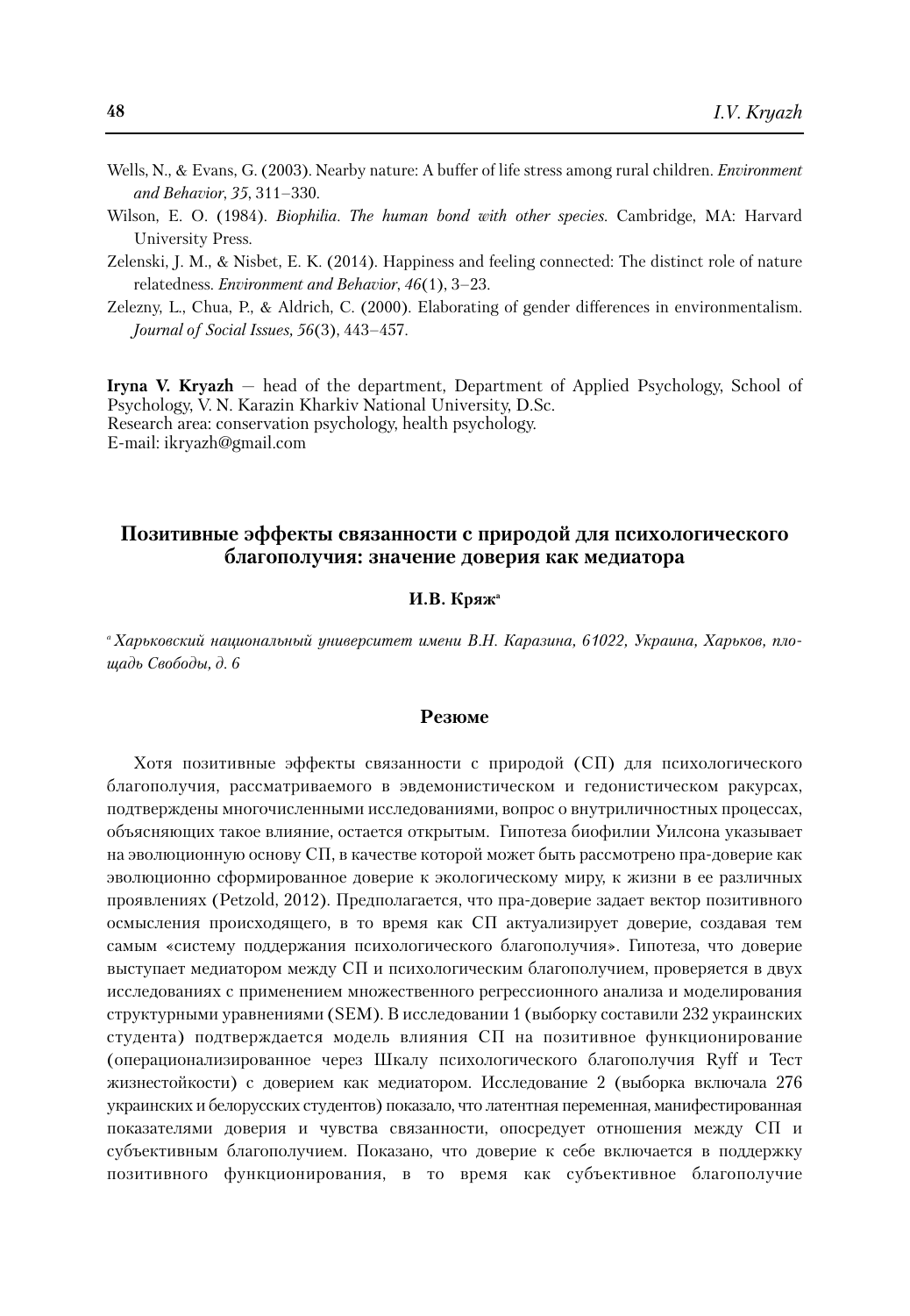Wells, N., & Evans, G. (2003). Nearby nature: A buffer of life stress among rural children. *Environment and Behavior*, *35*, 311–330.

Wilson, E. O. (1984). *Biophilia. The human bond with other species.* Cambridge, MA: Harvard University Press.

Zelenski, J. M., & Nisbet, E. K. (2014). Happiness and feeling connected: The distinct role of nature relatedness. *Environment and Behavior*, *46*(1), 3–23.

Zelezny, L., Chua, P., & Aldrich, C. (2000). Elaborating of gender differences in environmentalism. *Journal of Social Issues, 56*(3), 443–457.

**Iryna V. Kryazh** — head of the department, Department of Applied Psychology, School of Psychology, V. N. Karazin Kharkiv National University, D.Sc.
Research area: conservation psychology, health psychology.
E-mail: ikryazh@gmail.com

## Позитивные эффекты связанности с природой для психологического благополучия: значение доверия как медиатора

**И.В. Кряж**[a]

[a] *Харьковский национальный университет имени В.Н. Каразина, 61022, Украина, Харьков, площадь Свободы, д. 6*

### Резюме

Хотя позитивные эффекты связанности с природой (СП) для психологического благополучия, рассматриваемого в эвдемонистическом и гедонистическом ракурсах, подтверждены многочисленными исследованиями, вопрос о внутриличностных процессах, объясняющих такое влияние, остается открытым. Гипотеза биофилии Уилсона указывает на эволюционную основу СП, в качестве которой может быть рассмотрено пра-доверие как эволюционно сформированное доверие к экологическому миру, к жизни в ее различных проявлениях (Petzold, 2012). Предполагается, что пра-доверие задает вектор позитивного осмысления происходящего, в то время как СП актуализирует доверие, создавая тем самым «систему поддержания психологического благополучия». Гипотеза, что доверие выступает медиатором между СП и психологическим благополучием, проверяется в двух исследованиях с применением множественного регрессионного анализа и моделирования структурными уравнениями (SEM). В исследовании 1 (выборку составили 232 украинских студента) подтверждается модель влияния СП на позитивное функционирование (операционализированное через Шкалу психологического благополучия Ryff и Тест жизнестойкости) с доверием как медиатором. Исследование 2 (выборка включала 276 украинских и белорусских студентов) показало, что латентная переменная, манифестированная показателями доверия и чувства связанности, опосредует отношения между СП и субъективным благополучием. Показано, что доверие к себе включается в поддержку позитивного функционирования, в то время как субъективное благополучие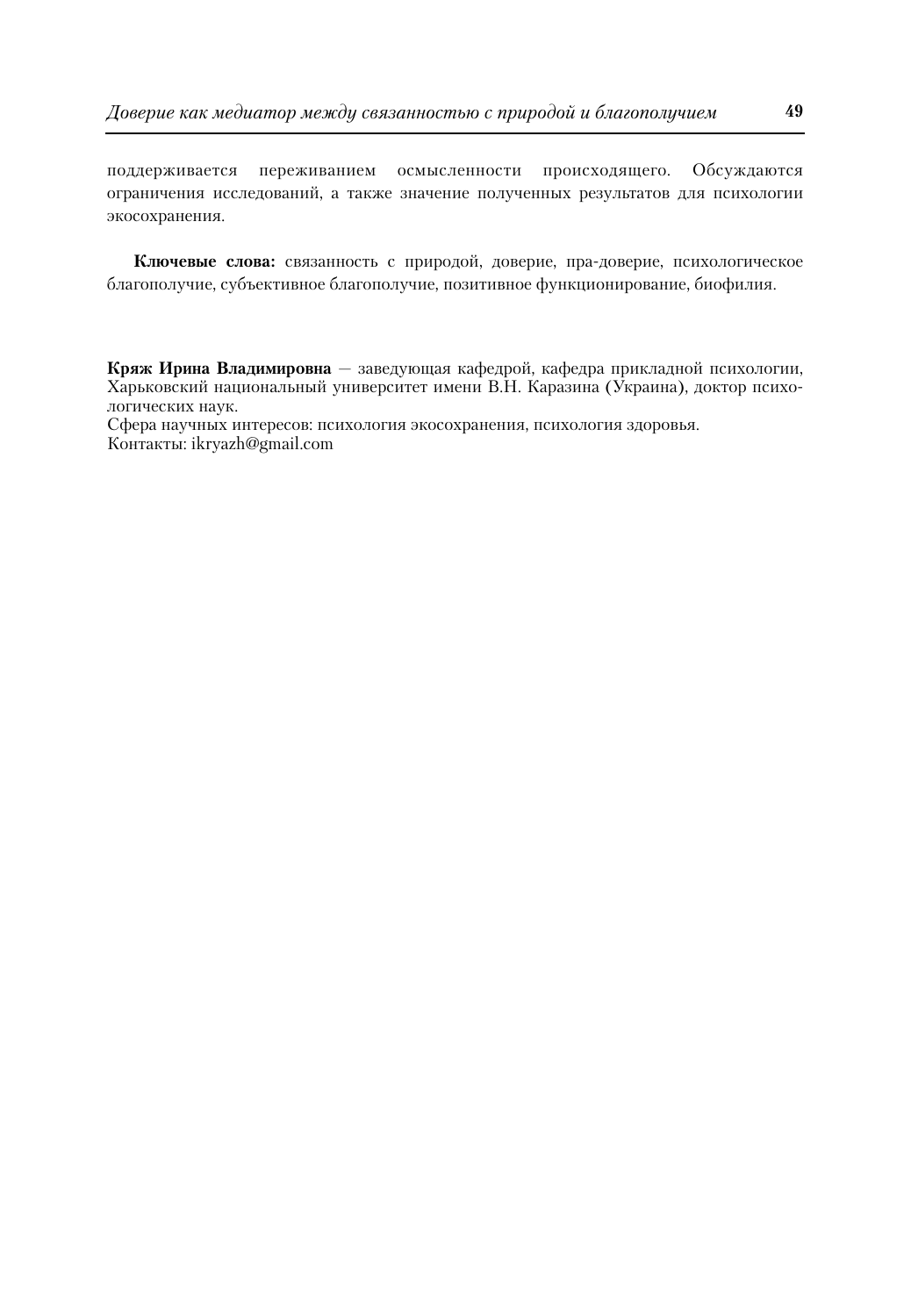поддерживается переживанием осмысленности происходящего. Обсуждаются ограничения исследований, а также значение полученных результатов для психологии экосохранения.

**Ключевые слова:** связанность с природой, доверие, пра-доверие, психологическое благополучие, субъективное благополучие, позитивное функционирование, биофилия.

**Кряж Ирина Владимировна** — заведующая кафедрой, кафедра прикладной психологии, Харьковский национальный университет имени В.Н. Каразина (Украина), доктор психологических наук.
Сфера научных интересов: психология экосохранения, психология здоровья.
Контакты: ikryazh@gmail.com